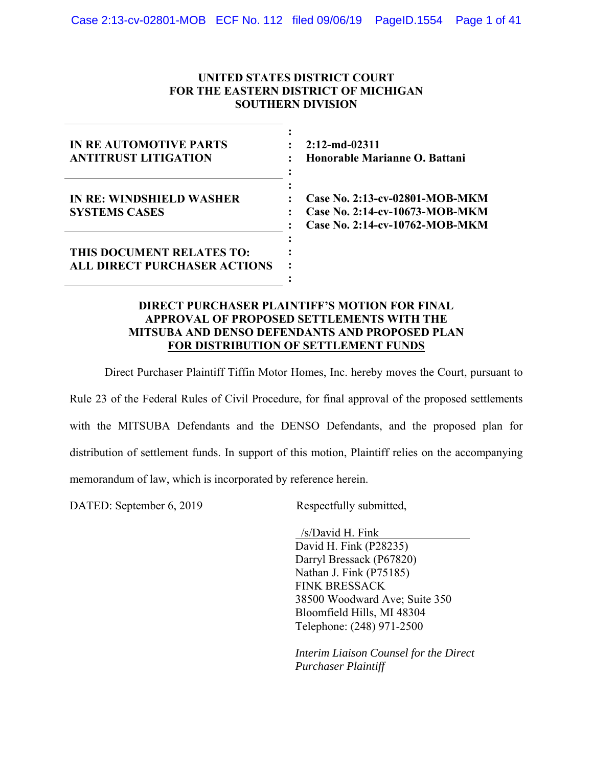**UNITED STATES DISTRICT COURT**
**FOR THE EASTERN DISTRICT OF MICHIGAN**
**SOUTHERN DIVISION**

| | | |
|---|---|---|
| **IN RE AUTOMOTIVE PARTS ANTITRUST LITIGATION** | : | **2:12-md-02311** **Honorable Marianne O. Battani** |
| **IN RE: WINDSHIELD WASHER SYSTEMS CASES** | : | **Case No. 2:13-cv-02801-MOB-MKM** **Case No. 2:14-cv-10673-MOB-MKM** **Case No. 2:14-cv-10762-MOB-MKM** |
| **THIS DOCUMENT RELATES TO: ALL DIRECT PURCHASER ACTIONS** | : | |

**DIRECT PURCHASER PLAINTIFF'S MOTION FOR FINAL APPROVAL OF PROPOSED SETTLEMENTS WITH THE MITSUBA AND DENSO DEFENDANTS AND PROPOSED PLAN FOR DISTRIBUTION OF SETTLEMENT FUNDS**

Direct Purchaser Plaintiff Tiffin Motor Homes, Inc. hereby moves the Court, pursuant to Rule 23 of the Federal Rules of Civil Procedure, for final approval of the proposed settlements with the MITSUBA Defendants and the DENSO Defendants, and the proposed plan for distribution of settlement funds. In support of this motion, Plaintiff relies on the accompanying memorandum of law, which is incorporated by reference herein.

DATED: September 6, 2019

Respectfully submitted,

/s/David H. Fink
David H. Fink (P28235)
Darryl Bressack (P67820)
Nathan J. Fink (P75185)
FINK BRESSACK
38500 Woodward Ave; Suite 350
Bloomfield Hills, MI 48304
Telephone: (248) 971-2500

*Interim Liaison Counsel for the Direct Purchaser Plaintiff*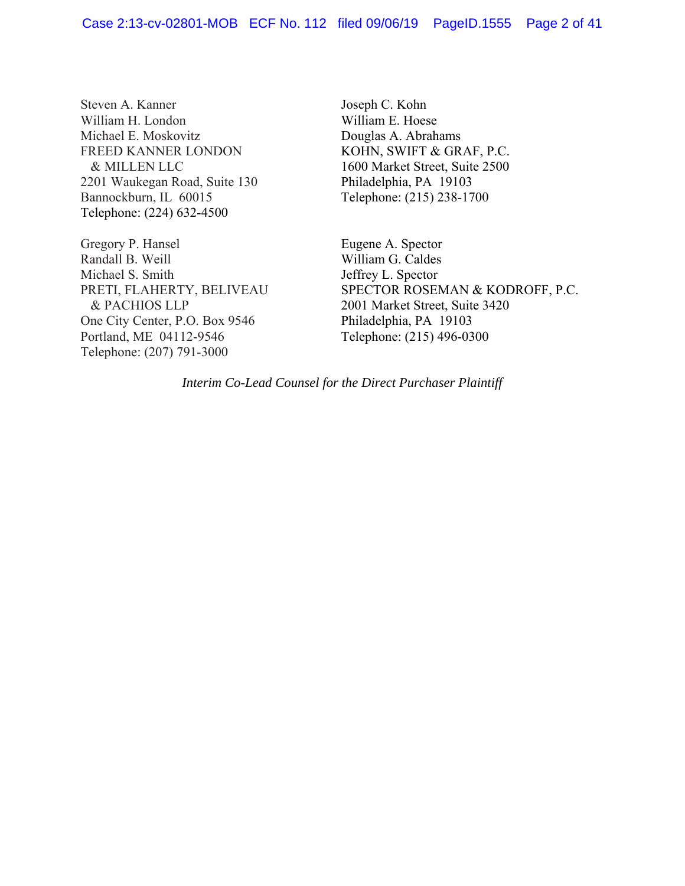Steven A. Kanner
William H. London
Michael E. Moskovitz
FREED KANNER LONDON
& MILLEN LLC
2201 Waukegan Road, Suite 130
Bannockburn, IL 60015
Telephone: (224) 632-4500

Joseph C. Kohn
William E. Hoese
Douglas A. Abrahams
KOHN, SWIFT & GRAF, P.C.
1600 Market Street, Suite 2500
Philadelphia, PA 19103
Telephone: (215) 238-1700

Gregory P. Hansel
Randall B. Weill
Michael S. Smith
PRETI, FLAHERTY, BELIVEAU
& PACHIOS LLP
One City Center, P.O. Box 9546
Portland, ME 04112-9546
Telephone: (207) 791-3000

Eugene A. Spector
William G. Caldes
Jeffrey L. Spector
SPECTOR ROSEMAN & KODROFF, P.C.
2001 Market Street, Suite 3420
Philadelphia, PA 19103
Telephone: (215) 496-0300

*Interim Co-Lead Counsel for the Direct Purchaser Plaintiff*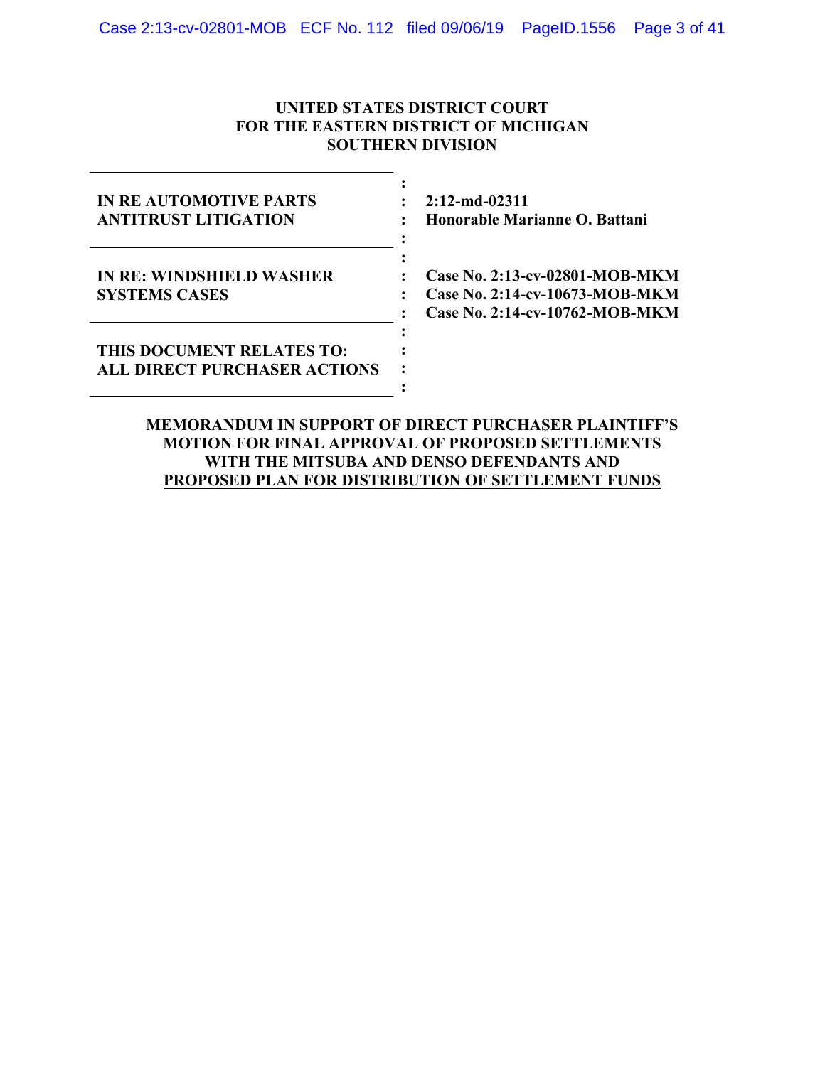**UNITED STATES DISTRICT COURT**
**FOR THE EASTERN DISTRICT OF MICHIGAN**
**SOUTHERN DIVISION**

| | |
|---|---|
| **IN RE AUTOMOTIVE PARTS ANTITRUST LITIGATION** | **2:12-md-02311**<br>**Honorable Marianne O. Battani** |
| **IN RE: WINDSHIELD WASHER SYSTEMS CASES** | **Case No. 2:13-cv-02801-MOB-MKM**<br>**Case No. 2:14-cv-10673-MOB-MKM**<br>**Case No. 2:14-cv-10762-MOB-MKM** |
| **THIS DOCUMENT RELATES TO: ALL DIRECT PURCHASER ACTIONS** | |

**MEMORANDUM IN SUPPORT OF DIRECT PURCHASER PLAINTIFF'S MOTION FOR FINAL APPROVAL OF PROPOSED SETTLEMENTS WITH THE MITSUBA AND DENSO DEFENDANTS AND PROPOSED PLAN FOR DISTRIBUTION OF SETTLEMENT FUNDS**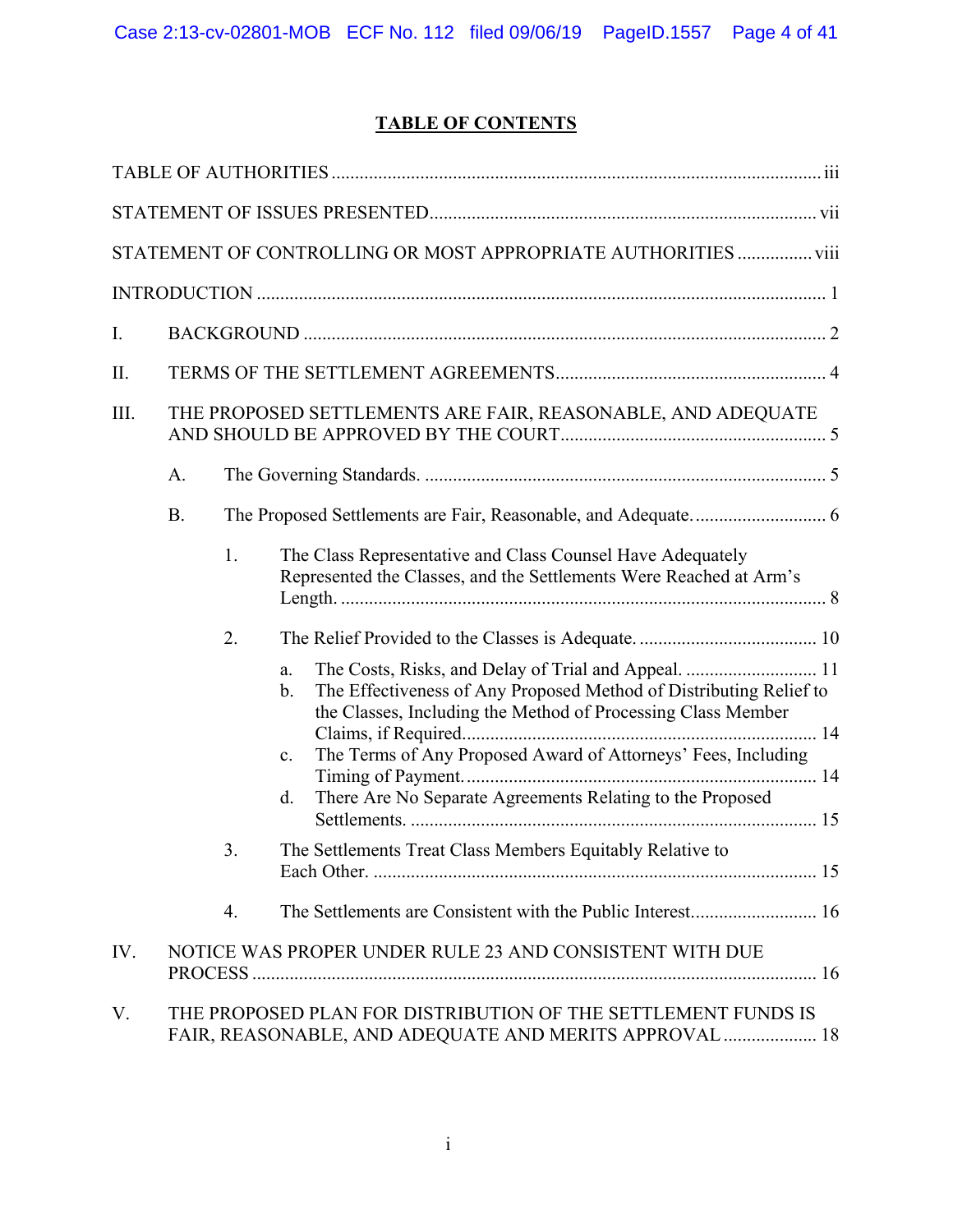# TABLE OF CONTENTS

TABLE OF AUTHORITIES ..... iii

STATEMENT OF ISSUES PRESENTED ..... vii

STATEMENT OF CONTROLLING OR MOST APPROPRIATE AUTHORITIES ..... viii

INTRODUCTION ..... 1

I. BACKGROUND ..... 2

II. TERMS OF THE SETTLEMENT AGREEMENTS ..... 4

III. THE PROPOSED SETTLEMENTS ARE FAIR, REASONABLE, AND ADEQUATE AND SHOULD BE APPROVED BY THE COURT ..... 5

- A. The Governing Standards. ..... 5
- B. The Proposed Settlements are Fair, Reasonable, and Adequate. ..... 6
  - 1. The Class Representative and Class Counsel Have Adequately Represented the Classes, and the Settlements Were Reached at Arm's Length. ..... 8
  - 2. The Relief Provided to the Classes is Adequate. ..... 10
    - a. The Costs, Risks, and Delay of Trial and Appeal. ..... 11
    - b. The Effectiveness of Any Proposed Method of Distributing Relief to the Classes, Including the Method of Processing Class Member Claims, if Required ..... 14
    - c. The Terms of Any Proposed Award of Attorneys' Fees, Including Timing of Payment. ..... 14
    - d. There Are No Separate Agreements Relating to the Proposed Settlements. ..... 15
  - 3. The Settlements Treat Class Members Equitably Relative to Each Other. ..... 15
  - 4. The Settlements are Consistent with the Public Interest ..... 16

IV. NOTICE WAS PROPER UNDER RULE 23 AND CONSISTENT WITH DUE PROCESS ..... 16

V. THE PROPOSED PLAN FOR DISTRIBUTION OF THE SETTLEMENT FUNDS IS FAIR, REASONABLE, AND ADEQUATE AND MERITS APPROVAL ..... 18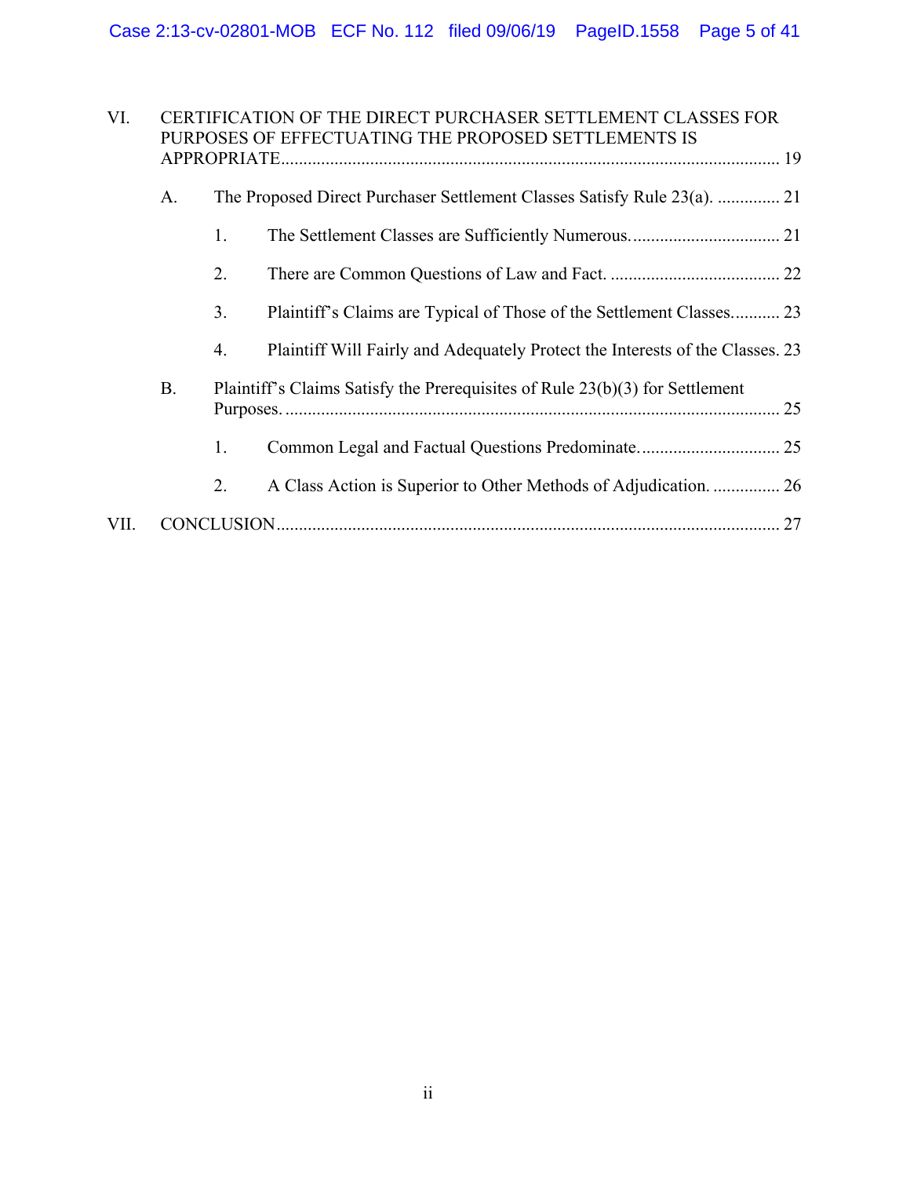VI. CERTIFICATION OF THE DIRECT PURCHASER SETTLEMENT CLASSES FOR PURPOSES OF EFFECTUATING THE PROPOSED SETTLEMENTS IS APPROPRIATE ............ 19

- A. The Proposed Direct Purchaser Settlement Classes Satisfy Rule 23(a). ............ 21
  - 1. The Settlement Classes are Sufficiently Numerous. ............ 21
  - 2. There are Common Questions of Law and Fact. ............ 22
  - 3. Plaintiff's Claims are Typical of Those of the Settlement Classes. ............ 23
  - 4. Plaintiff Will Fairly and Adequately Protect the Interests of the Classes. 23
- B. Plaintiff's Claims Satisfy the Prerequisites of Rule 23(b)(3) for Settlement Purposes. ............ 25
  - 1. Common Legal and Factual Questions Predominate. ............ 25
  - 2. A Class Action is Superior to Other Methods of Adjudication. ............ 26

VII. CONCLUSION ............ 27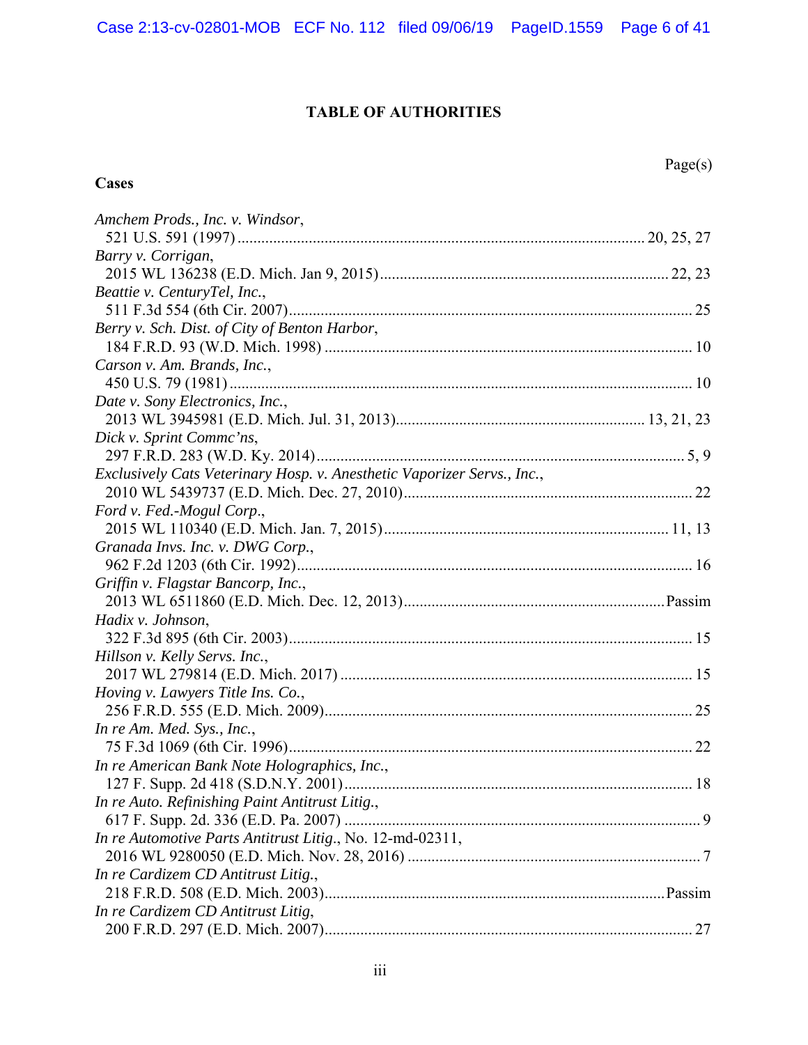# TABLE OF AUTHORITIES

Page(s)

## Cases

*Amchem Prods., Inc. v. Windsor*,
521 U.S. 591 (1997) ........................................................ 20, 25, 27

*Barry v. Corrigan*,
2015 WL 136238 (E.D. Mich. Jan 9, 2015) .................................... 22, 23

*Beattie v. CenturyTel, Inc.*,
511 F.3d 554 (6th Cir. 2007) ........................................................ 25

*Berry v. Sch. Dist. of City of Benton Harbor*,
184 F.R.D. 93 (W.D. Mich. 1998) ................................................. 10

*Carson v. Am. Brands, Inc.*,
450 U.S. 79 (1981) ........................................................................ 10

*Date v. Sony Electronics, Inc.*,
2013 WL 3945981 (E.D. Mich. Jul. 31, 2013) .......................... 13, 21, 23

*Dick v. Sprint Commc'ns*,
297 F.R.D. 283 (W.D. Ky. 2014) ................................................. 5, 9

*Exclusively Cats Veterinary Hosp. v. Anesthetic Vaporizer Servs., Inc.*,
2010 WL 5439737 (E.D. Mich. Dec. 27, 2010) ................................ 22

*Ford v. Fed.-Mogul Corp.*,
2015 WL 110340 (E.D. Mich. Jan. 7, 2015) ................................ 11, 13

*Granada Invs. Inc. v. DWG Corp.*,
962 F.2d 1203 (6th Cir. 1992) ....................................................... 16

*Griffin v. Flagstar Bancorp, Inc.*,
2013 WL 6511860 (E.D. Mich. Dec. 12, 2013) ............................ Passim

*Hadix v. Johnson*,
322 F.3d 895 (6th Cir. 2003) ......................................................... 15

*Hillson v. Kelly Servs. Inc.*,
2017 WL 279814 (E.D. Mich. 2017) .............................................. 15

*Hoving v. Lawyers Title Ins. Co.*,
256 F.R.D. 555 (E.D. Mich. 2009) ................................................ 25

*In re Am. Med. Sys., Inc.*,
75 F.3d 1069 (6th Cir. 1996) .......................................................... 22

*In re American Bank Note Holographics, Inc.*,
127 F. Supp. 2d 418 (S.D.N.Y. 2001) ............................................ 18

*In re Auto. Refinishing Paint Antitrust Litig.*,
617 F. Supp. 2d. 336 (E.D. Pa. 2007) .............................................. 9

*In re Automotive Parts Antitrust Litig.*, No. 12-md-02311,
2016 WL 9280050 (E.D. Mich. Nov. 28, 2016) ................................ 7

*In re Cardizem CD Antitrust Litig.*,
218 F.R.D. 508 (E.D. Mich. 2003) ............................................ Passim

*In re Cardizem CD Antitrust Litig*,
200 F.R.D. 297 (E.D. Mich. 2007) ................................................. 27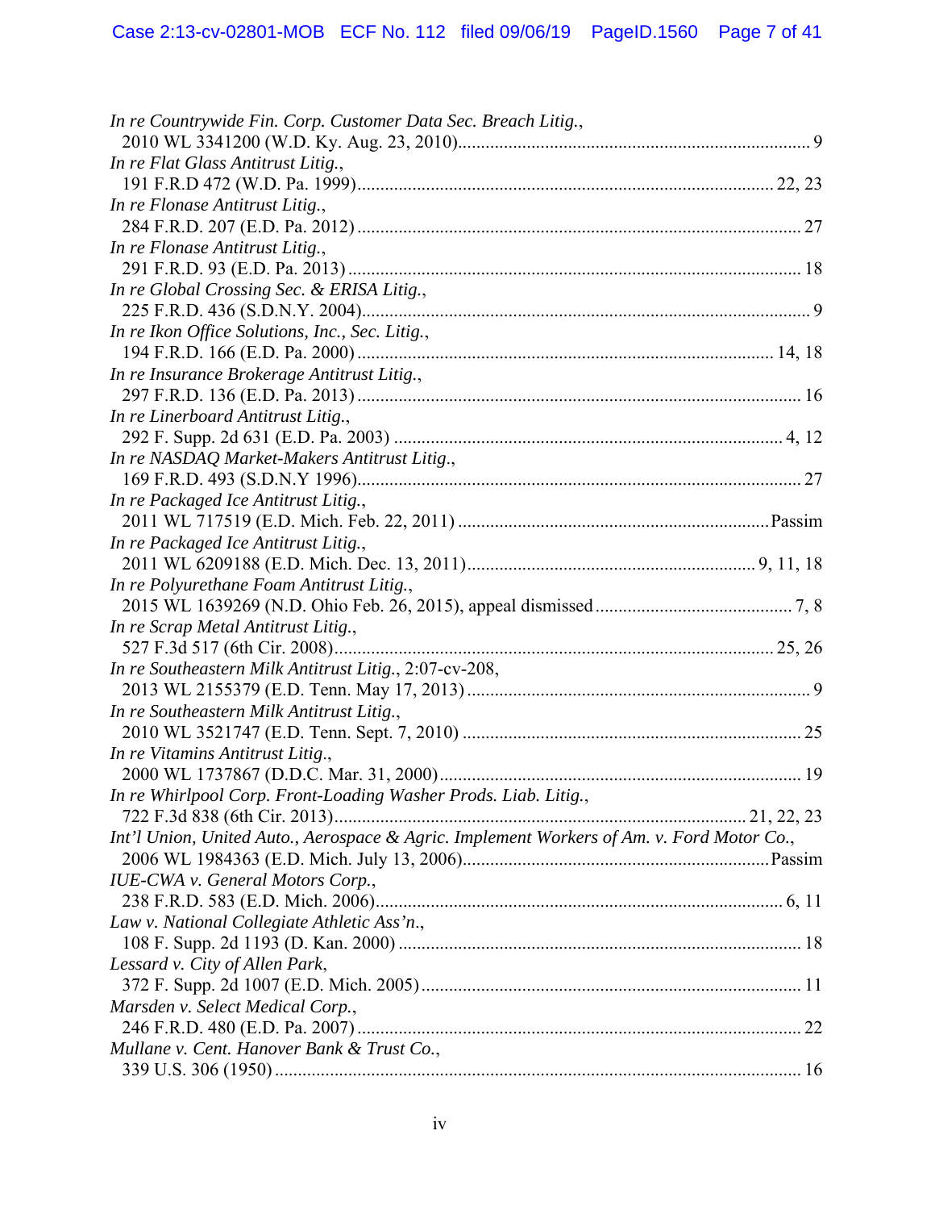*In re Countrywide Fin. Corp. Customer Data Sec. Breach Litig.*,
2010 WL 3341200 (W.D. Ky. Aug. 23, 2010)............................................................................ 9

*In re Flat Glass Antitrust Litig.*,
191 F.R.D 472 (W.D. Pa. 1999)......................................................................................... 22, 23

*In re Flonase Antitrust Litig.*,
284 F.R.D. 207 (E.D. Pa. 2012) ............................................................................................... 27

*In re Flonase Antitrust Litig.*,
291 F.R.D. 93 (E.D. Pa. 2013) ................................................................................................. 18

*In re Global Crossing Sec. & ERISA Litig.*,
225 F.R.D. 436 (S.D.N.Y. 2004)................................................................................................. 9

*In re Ikon Office Solutions, Inc., Sec. Litig.*,
194 F.R.D. 166 (E.D. Pa. 2000) ......................................................................................... 14, 18

*In re Insurance Brokerage Antitrust Litig.*,
297 F.R.D. 136 (E.D. Pa. 2013) ............................................................................................... 16

*In re Linerboard Antitrust Litig.*,
292 F. Supp. 2d 631 (E.D. Pa. 2003) ................................................................................... 4, 12

*In re NASDAQ Market-Makers Antitrust Litig*.,
169 F.R.D. 493 (S.D.N.Y 1996)............................................................................................... 27

*In re Packaged Ice Antitrust Litig.*,
2011 WL 717519 (E.D. Mich. Feb. 22, 2011) ...................................................................Passim

*In re Packaged Ice Antitrust Litig.*,
2011 WL 6209188 (E.D. Mich. Dec. 13, 2011)............................................................. 9, 11, 18

*In re Polyurethane Foam Antitrust Litig.*,
2015 WL 1639269 (N.D. Ohio Feb. 26, 2015), appeal dismissed.......................................... 7, 8

*In re Scrap Metal Antitrust Litig.*,
527 F.3d 517 (6th Cir. 2008)............................................................................................... 25, 26

*In re Southeastern Milk Antitrust Litig.*, 2:07-cv-208,
2013 WL 2155379 (E.D. Tenn. May 17, 2013) ......................................................................... 9

*In re Southeastern Milk Antitrust Litig.*,
2010 WL 3521747 (E.D. Tenn. Sept. 7, 2010) ........................................................................ 25

*In re Vitamins Antitrust Litig*.,
2000 WL 1737867 (D.D.C. Mar. 31, 2000).............................................................................. 19

*In re Whirlpool Corp. Front-Loading Washer Prods. Liab. Litig.*,
722 F.3d 838 (6th Cir. 2013)........................................................................................ 21, 22, 23

*Int'l Union, United Auto., Aerospace & Agric. Implement Workers of Am. v. Ford Motor Co.*,
2006 WL 1984363 (E.D. Mich. July 13, 2006)..................................................................Passim

*IUE-CWA v. General Motors Corp.*,
238 F.R.D. 583 (E.D. Mich. 2006)........................................................................................ 6, 11

*Law v. National Collegiate Athletic Ass'n*.,
108 F. Supp. 2d 1193 (D. Kan. 2000) ...................................................................................... 18

*Lessard v. City of Allen Park*,
372 F. Supp. 2d 1007 (E.D. Mich. 2005) .................................................................................. 11

*Marsden v. Select Medical Corp.*,
246 F.R.D. 480 (E.D. Pa. 2007) ............................................................................................... 22

*Mullane v. Cent. Hanover Bank & Trust Co.*,
339 U.S. 306 (1950) ................................................................................................................. 16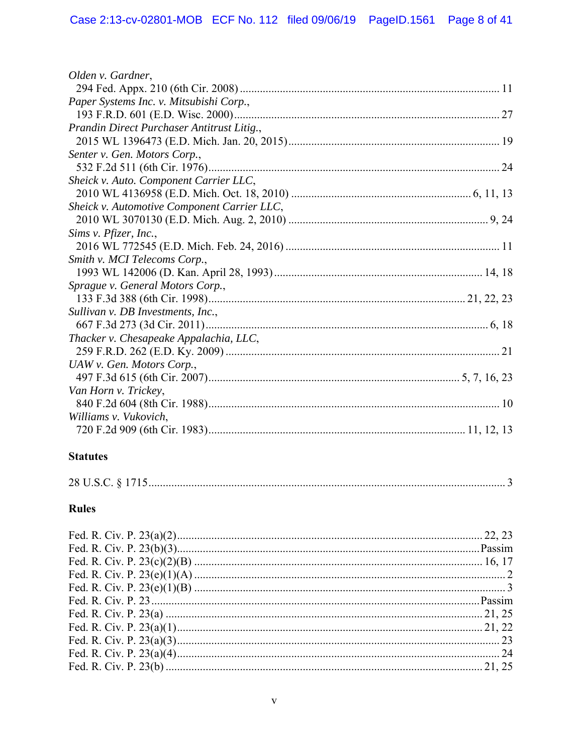*Olden v. Gardner*,
294 Fed. Appx. 210 (6th Cir. 2008) .......... 11

*Paper Systems Inc. v. Mitsubishi Corp.*,
193 F.R.D. 601 (E.D. Wisc. 2000) .......... 27

*Prandin Direct Purchaser Antitrust Litig.*,
2015 WL 1396473 (E.D. Mich. Jan. 20, 2015) .......... 19

*Senter v. Gen. Motors Corp.*,
532 F.2d 511 (6th Cir. 1976) .......... 24

*Sheick v. Auto. Component Carrier LLC*,
2010 WL 4136958 (E.D. Mich. Oct. 18, 2010) .......... 6, 11, 13

*Sheick v. Automotive Component Carrier LLC*,
2010 WL 3070130 (E.D. Mich. Aug. 2, 2010) .......... 9, 24

*Sims v. Pfizer, Inc.*,
2016 WL 772545 (E.D. Mich. Feb. 24, 2016) .......... 11

*Smith v. MCI Telecoms Corp.*,
1993 WL 142006 (D. Kan. April 28, 1993) .......... 14, 18

*Sprague v. General Motors Corp.*,
133 F.3d 388 (6th Cir. 1998) .......... 21, 22, 23

*Sullivan v. DB Investments, Inc.*,
667 F.3d 273 (3d Cir. 2011) .......... 6, 18

*Thacker v. Chesapeake Appalachia, LLC*,
259 F.R.D. 262 (E.D. Ky. 2009) .......... 21

*UAW v. Gen. Motors Corp.*,
497 F.3d 615 (6th Cir. 2007) .......... 5, 7, 16, 23

*Van Horn v. Trickey*,
840 F.2d 604 (8th Cir. 1988) .......... 10

*Williams v. Vukovich*,
720 F.2d 909 (6th Cir. 1983) .......... 11, 12, 13

## Statutes

28 U.S.C. § 1715 .......... 3

## Rules

Fed. R. Civ. P. 23(a)(2) .......... 22, 23
Fed. R. Civ. P. 23(b)(3) .......... Passim
Fed. R. Civ. P. 23(c)(2)(B) .......... 16, 17
Fed. R. Civ. P. 23(e)(1)(A) .......... 2
Fed. R. Civ. P. 23(e)(1)(B) .......... 3
Fed. R. Civ. P. 23 .......... Passim
Fed. R. Civ. P. 23(a) .......... 21, 25
Fed. R. Civ. P. 23(a)(1) .......... 21, 22
Fed. R. Civ. P. 23(a)(3) .......... 23
Fed. R. Civ. P. 23(a)(4) .......... 24
Fed. R. Civ. P. 23(b) .......... 21, 25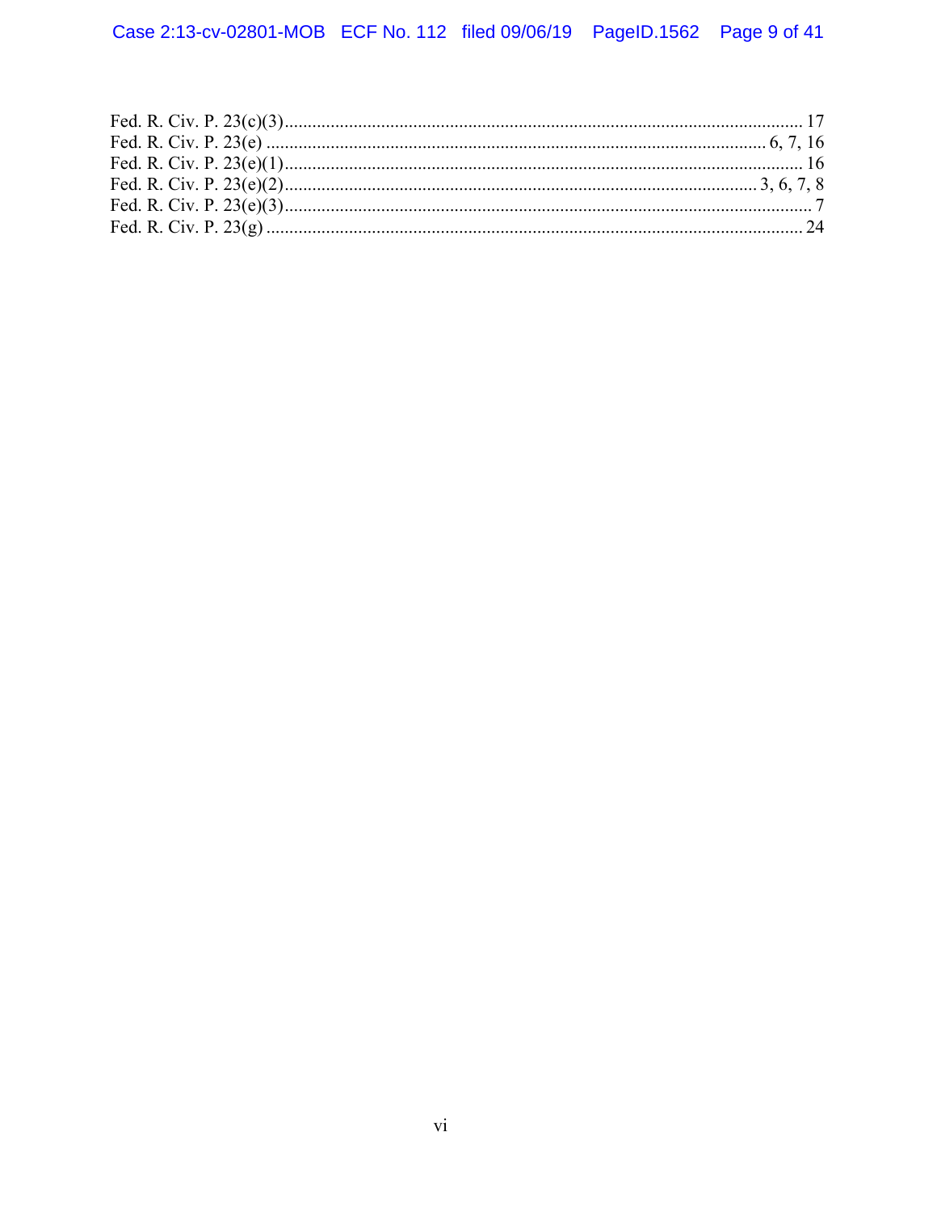Fed. R. Civ. P. 23(c)(3) ................................................................................................................ 17

Fed. R. Civ. P. 23(e) ............................................................................................................ 6, 7, 16

Fed. R. Civ. P. 23(e)(1) ................................................................................................................ 16

Fed. R. Civ. P. 23(e)(2) ........................................................................................................ 3, 6, 7, 8

Fed. R. Civ. P. 23(e)(3) .................................................................................................................. 7

Fed. R. Civ. P. 23(g) .................................................................................................................... 24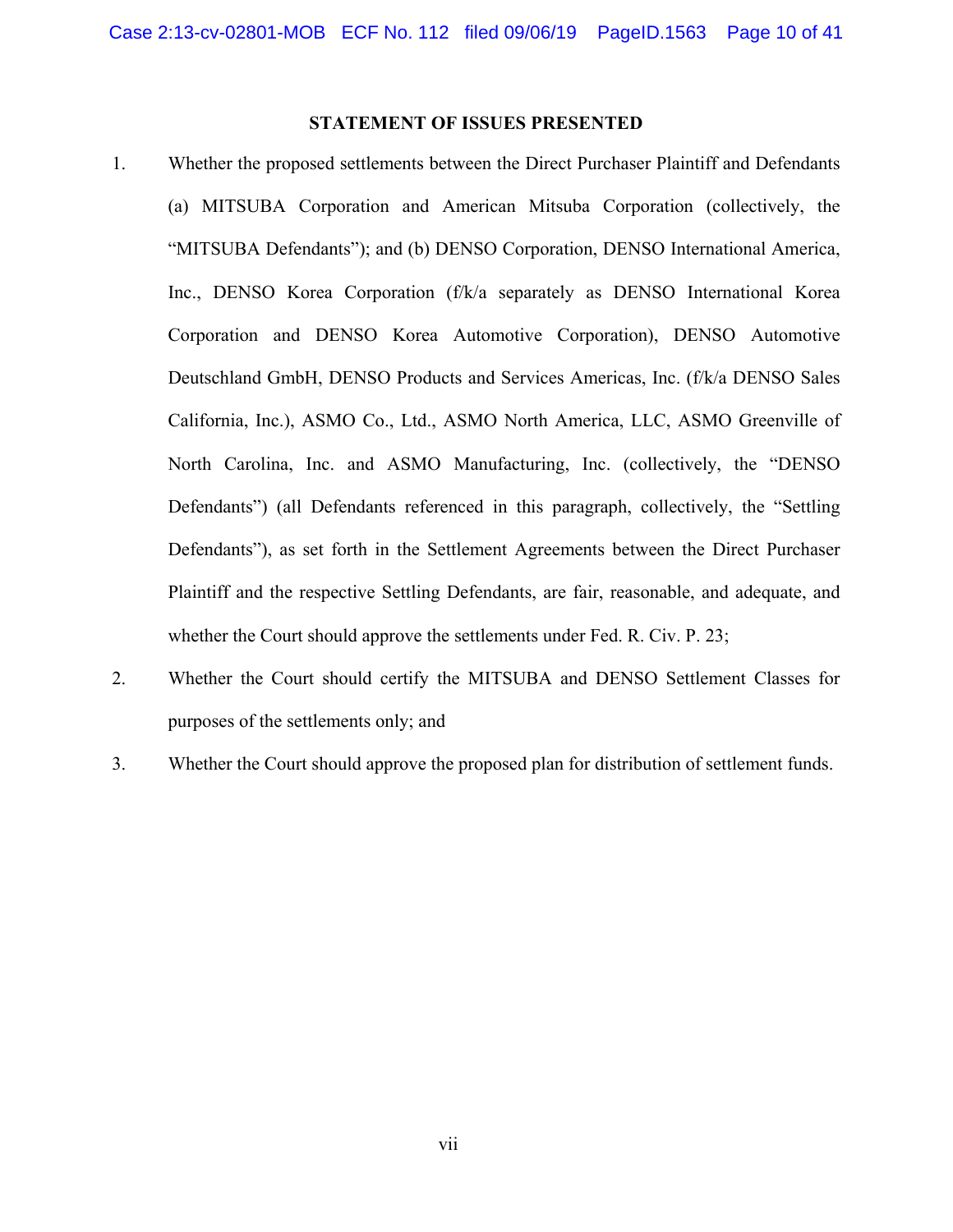## STATEMENT OF ISSUES PRESENTED

1. Whether the proposed settlements between the Direct Purchaser Plaintiff and Defendants (a) MITSUBA Corporation and American Mitsuba Corporation (collectively, the "MITSUBA Defendants"); and (b) DENSO Corporation, DENSO International America, Inc., DENSO Korea Corporation (f/k/a separately as DENSO International Korea Corporation and DENSO Korea Automotive Corporation), DENSO Automotive Deutschland GmbH, DENSO Products and Services Americas, Inc. (f/k/a DENSO Sales California, Inc.), ASMO Co., Ltd., ASMO North America, LLC, ASMO Greenville of North Carolina, Inc. and ASMO Manufacturing, Inc. (collectively, the "DENSO Defendants") (all Defendants referenced in this paragraph, collectively, the "Settling Defendants"), as set forth in the Settlement Agreements between the Direct Purchaser Plaintiff and the respective Settling Defendants, are fair, reasonable, and adequate, and whether the Court should approve the settlements under Fed. R. Civ. P. 23;

2. Whether the Court should certify the MITSUBA and DENSO Settlement Classes for purposes of the settlements only; and

3. Whether the Court should approve the proposed plan for distribution of settlement funds.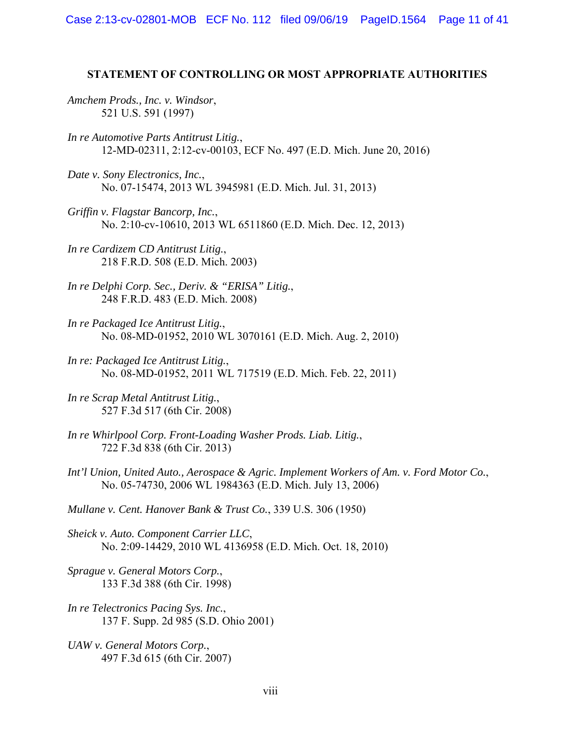## STATEMENT OF CONTROLLING OR MOST APPROPRIATE AUTHORITIES

*Amchem Prods., Inc. v. Windsor*,
521 U.S. 591 (1997)

*In re Automotive Parts Antitrust Litig.*,
12-MD-02311, 2:12-cv-00103, ECF No. 497 (E.D. Mich. June 20, 2016)

*Date v. Sony Electronics, Inc.*,
No. 07-15474, 2013 WL 3945981 (E.D. Mich. Jul. 31, 2013)

*Griffin v. Flagstar Bancorp, Inc.*,
No. 2:10-cv-10610, 2013 WL 6511860 (E.D. Mich. Dec. 12, 2013)

*In re Cardizem CD Antitrust Litig.*,
218 F.R.D. 508 (E.D. Mich. 2003)

*In re Delphi Corp. Sec., Deriv. & "ERISA" Litig.*,
248 F.R.D. 483 (E.D. Mich. 2008)

*In re Packaged Ice Antitrust Litig.*,
No. 08-MD-01952, 2010 WL 3070161 (E.D. Mich. Aug. 2, 2010)

*In re: Packaged Ice Antitrust Litig.*,
No. 08-MD-01952, 2011 WL 717519 (E.D. Mich. Feb. 22, 2011)

*In re Scrap Metal Antitrust Litig.*,
527 F.3d 517 (6th Cir. 2008)

*In re Whirlpool Corp. Front-Loading Washer Prods. Liab. Litig.*,
722 F.3d 838 (6th Cir. 2013)

*Int'l Union, United Auto., Aerospace & Agric. Implement Workers of Am. v. Ford Motor Co.*,
No. 05-74730, 2006 WL 1984363 (E.D. Mich. July 13, 2006)

*Mullane v. Cent. Hanover Bank & Trust Co.*, 339 U.S. 306 (1950)

*Sheick v. Auto. Component Carrier LLC*,
No. 2:09-14429, 2010 WL 4136958 (E.D. Mich. Oct. 18, 2010)

*Sprague v. General Motors Corp.*,
133 F.3d 388 (6th Cir. 1998)

*In re Telectronics Pacing Sys. Inc.*,
137 F. Supp. 2d 985 (S.D. Ohio 2001)

*UAW v. General Motors Corp.*,
497 F.3d 615 (6th Cir. 2007)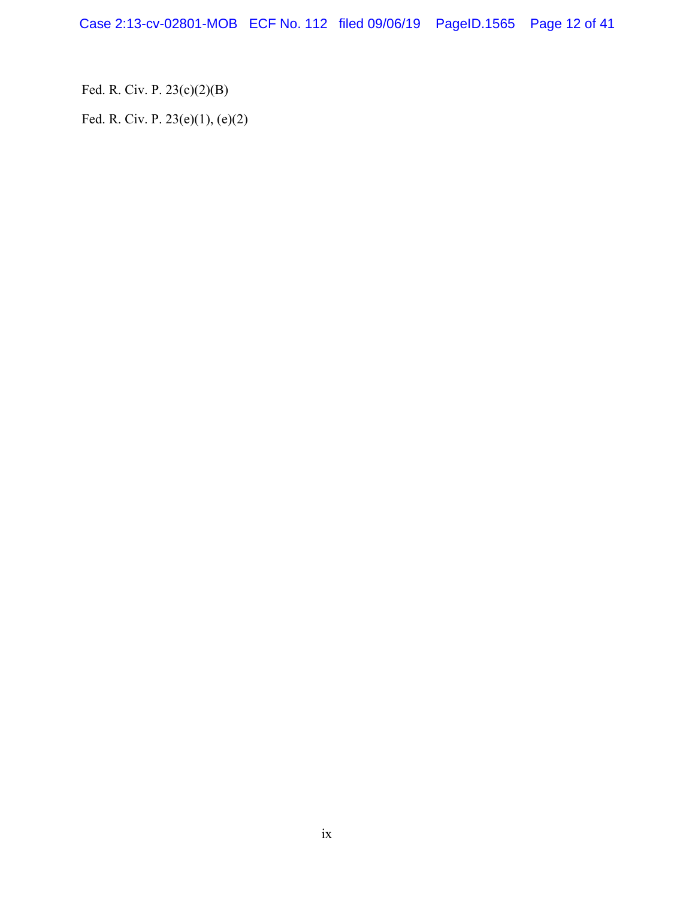Fed. R. Civ. P. 23(c)(2)(B)

Fed. R. Civ. P. 23(e)(1), (e)(2)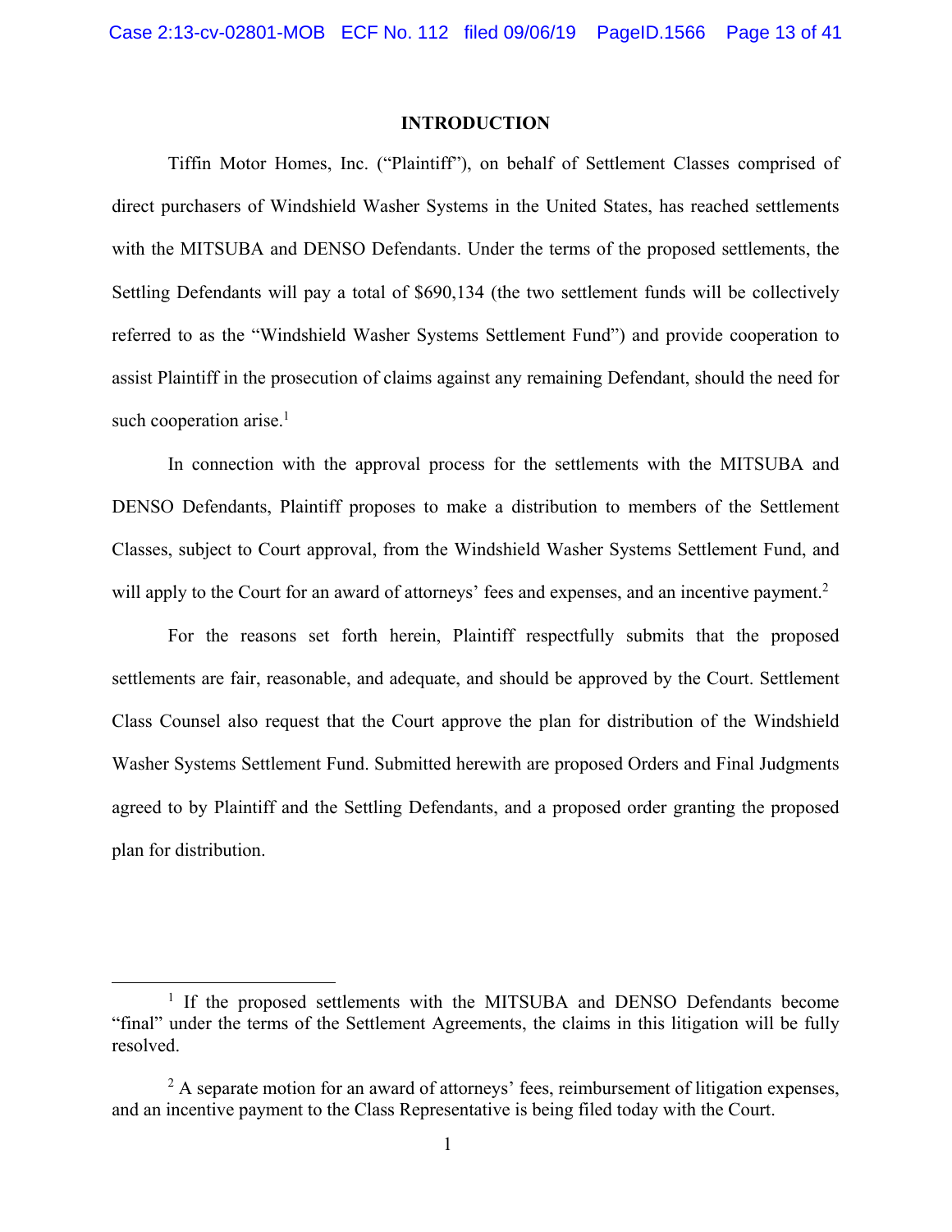## INTRODUCTION

Tiffin Motor Homes, Inc. ("Plaintiff"), on behalf of Settlement Classes comprised of direct purchasers of Windshield Washer Systems in the United States, has reached settlements with the MITSUBA and DENSO Defendants. Under the terms of the proposed settlements, the Settling Defendants will pay a total of $690,134 (the two settlement funds will be collectively referred to as the "Windshield Washer Systems Settlement Fund") and provide cooperation to assist Plaintiff in the prosecution of claims against any remaining Defendant, should the need for such cooperation arise.[1]

In connection with the approval process for the settlements with the MITSUBA and DENSO Defendants, Plaintiff proposes to make a distribution to members of the Settlement Classes, subject to Court approval, from the Windshield Washer Systems Settlement Fund, and will apply to the Court for an award of attorneys' fees and expenses, and an incentive payment.[2]

For the reasons set forth herein, Plaintiff respectfully submits that the proposed settlements are fair, reasonable, and adequate, and should be approved by the Court. Settlement Class Counsel also request that the Court approve the plan for distribution of the Windshield Washer Systems Settlement Fund. Submitted herewith are proposed Orders and Final Judgments agreed to by Plaintiff and the Settling Defendants, and a proposed order granting the proposed plan for distribution.

---

[1] If the proposed settlements with the MITSUBA and DENSO Defendants become "final" under the terms of the Settlement Agreements, the claims in this litigation will be fully resolved.

[2] A separate motion for an award of attorneys' fees, reimbursement of litigation expenses, and an incentive payment to the Class Representative is being filed today with the Court.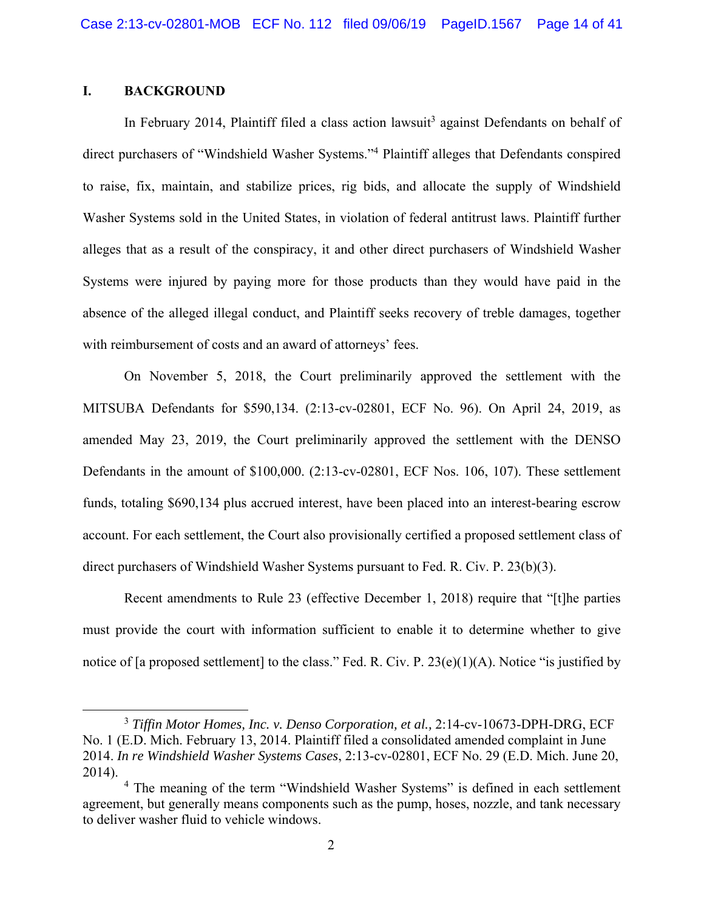## I. BACKGROUND

In February 2014, Plaintiff filed a class action lawsuit[3] against Defendants on behalf of direct purchasers of "Windshield Washer Systems."[4] Plaintiff alleges that Defendants conspired to raise, fix, maintain, and stabilize prices, rig bids, and allocate the supply of Windshield Washer Systems sold in the United States, in violation of federal antitrust laws. Plaintiff further alleges that as a result of the conspiracy, it and other direct purchasers of Windshield Washer Systems were injured by paying more for those products than they would have paid in the absence of the alleged illegal conduct, and Plaintiff seeks recovery of treble damages, together with reimbursement of costs and an award of attorneys' fees.

On November 5, 2018, the Court preliminarily approved the settlement with the MITSUBA Defendants for $590,134. (2:13-cv-02801, ECF No. 96). On April 24, 2019, as amended May 23, 2019, the Court preliminarily approved the settlement with the DENSO Defendants in the amount of $100,000. (2:13-cv-02801, ECF Nos. 106, 107). These settlement funds, totaling $690,134 plus accrued interest, have been placed into an interest-bearing escrow account. For each settlement, the Court also provisionally certified a proposed settlement class of direct purchasers of Windshield Washer Systems pursuant to Fed. R. Civ. P. 23(b)(3).

Recent amendments to Rule 23 (effective December 1, 2018) require that "[t]he parties must provide the court with information sufficient to enable it to determine whether to give notice of [a proposed settlement] to the class." Fed. R. Civ. P. 23(e)(1)(A). Notice "is justified by

---

[3] *Tiffin Motor Homes, Inc. v. Denso Corporation, et al.,* 2:14-cv-10673-DPH-DRG, ECF No. 1 (E.D. Mich. February 13, 2014. Plaintiff filed a consolidated amended complaint in June 2014. *In re Windshield Washer Systems Cases*, 2:13-cv-02801, ECF No. 29 (E.D. Mich. June 20, 2014).

[4] The meaning of the term "Windshield Washer Systems" is defined in each settlement agreement, but generally means components such as the pump, hoses, nozzle, and tank necessary to deliver washer fluid to vehicle windows.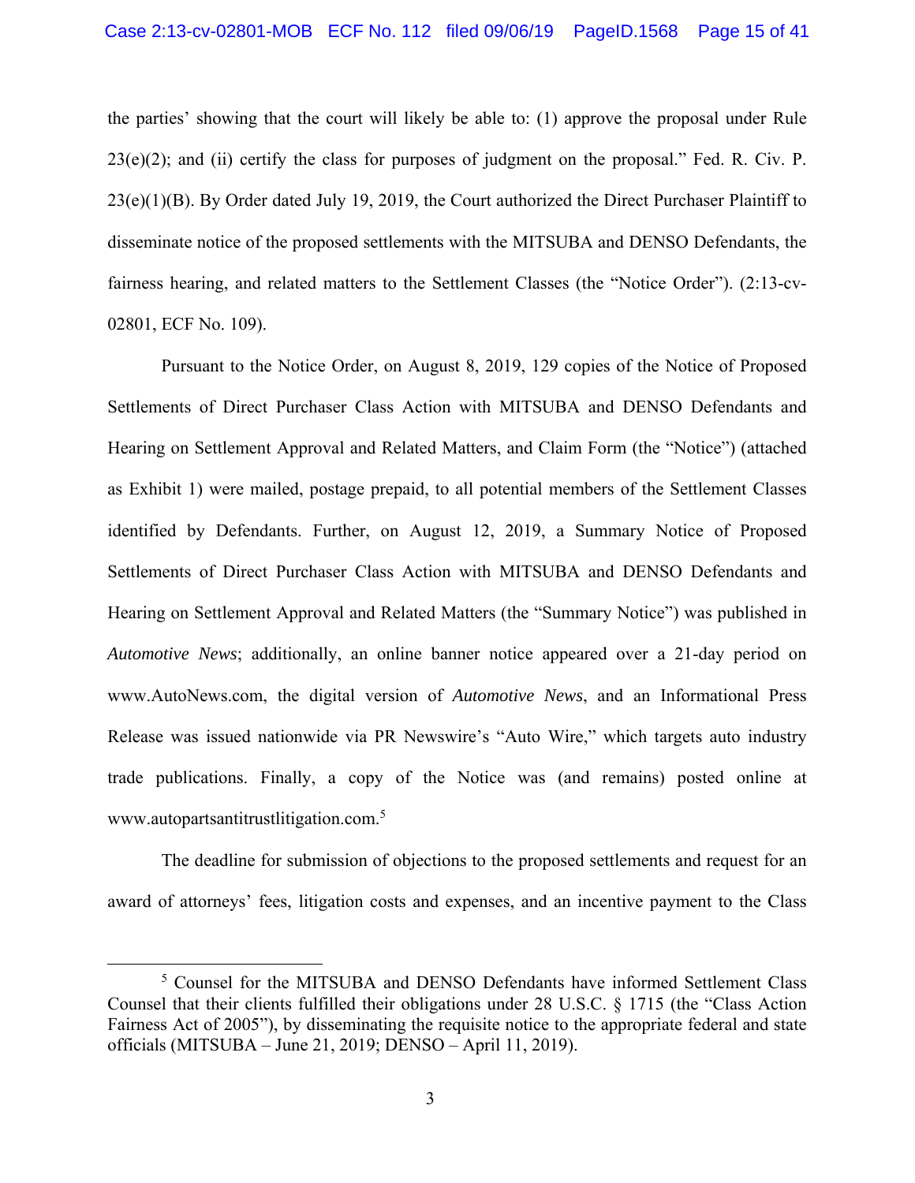the parties' showing that the court will likely be able to: (1) approve the proposal under Rule 23(e)(2); and (ii) certify the class for purposes of judgment on the proposal." Fed. R. Civ. P. 23(e)(1)(B). By Order dated July 19, 2019, the Court authorized the Direct Purchaser Plaintiff to disseminate notice of the proposed settlements with the MITSUBA and DENSO Defendants, the fairness hearing, and related matters to the Settlement Classes (the "Notice Order"). (2:13-cv-02801, ECF No. 109).

Pursuant to the Notice Order, on August 8, 2019, 129 copies of the Notice of Proposed Settlements of Direct Purchaser Class Action with MITSUBA and DENSO Defendants and Hearing on Settlement Approval and Related Matters, and Claim Form (the "Notice") (attached as Exhibit 1) were mailed, postage prepaid, to all potential members of the Settlement Classes identified by Defendants. Further, on August 12, 2019, a Summary Notice of Proposed Settlements of Direct Purchaser Class Action with MITSUBA and DENSO Defendants and Hearing on Settlement Approval and Related Matters (the "Summary Notice") was published in *Automotive News*; additionally, an online banner notice appeared over a 21-day period on www.AutoNews.com, the digital version of *Automotive News*, and an Informational Press Release was issued nationwide via PR Newswire's "Auto Wire," which targets auto industry trade publications. Finally, a copy of the Notice was (and remains) posted online at www.autopartsantitrustlitigation.com.[5]

The deadline for submission of objections to the proposed settlements and request for an award of attorneys' fees, litigation costs and expenses, and an incentive payment to the Class

[5] Counsel for the MITSUBA and DENSO Defendants have informed Settlement Class Counsel that their clients fulfilled their obligations under 28 U.S.C. § 1715 (the "Class Action Fairness Act of 2005"), by disseminating the requisite notice to the appropriate federal and state officials (MITSUBA – June 21, 2019; DENSO – April 11, 2019).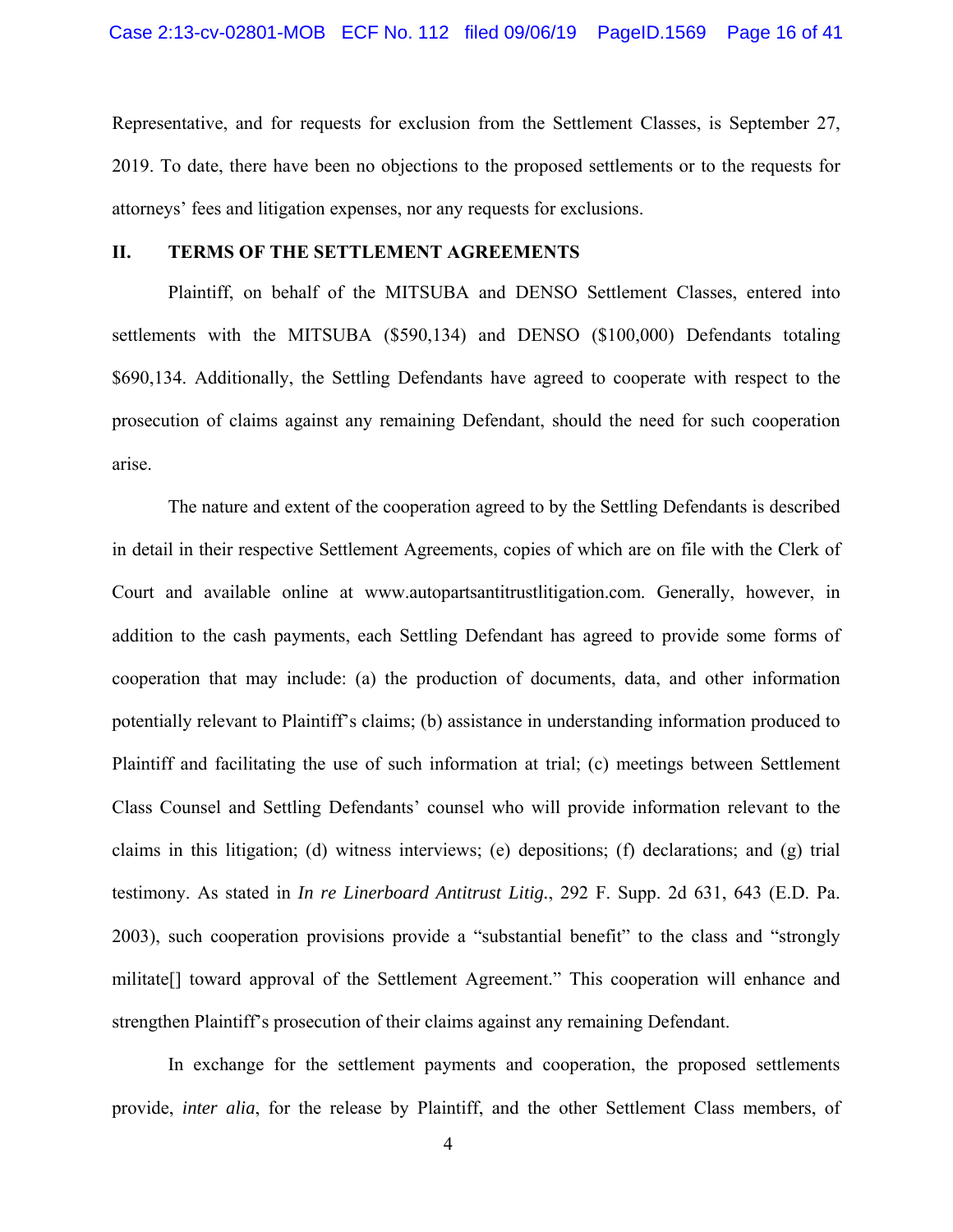Representative, and for requests for exclusion from the Settlement Classes, is September 27, 2019. To date, there have been no objections to the proposed settlements or to the requests for attorneys' fees and litigation expenses, nor any requests for exclusions.

## II. TERMS OF THE SETTLEMENT AGREEMENTS

Plaintiff, on behalf of the MITSUBA and DENSO Settlement Classes, entered into settlements with the MITSUBA ($590,134) and DENSO ($100,000) Defendants totaling $690,134. Additionally, the Settling Defendants have agreed to cooperate with respect to the prosecution of claims against any remaining Defendant, should the need for such cooperation arise.

The nature and extent of the cooperation agreed to by the Settling Defendants is described in detail in their respective Settlement Agreements, copies of which are on file with the Clerk of Court and available online at www.autopartsantitrustlitigation.com. Generally, however, in addition to the cash payments, each Settling Defendant has agreed to provide some forms of cooperation that may include: (a) the production of documents, data, and other information potentially relevant to Plaintiff's claims; (b) assistance in understanding information produced to Plaintiff and facilitating the use of such information at trial; (c) meetings between Settlement Class Counsel and Settling Defendants' counsel who will provide information relevant to the claims in this litigation; (d) witness interviews; (e) depositions; (f) declarations; and (g) trial testimony. As stated in *In re Linerboard Antitrust Litig.*, 292 F. Supp. 2d 631, 643 (E.D. Pa. 2003), such cooperation provisions provide a "substantial benefit" to the class and "strongly militate[] toward approval of the Settlement Agreement." This cooperation will enhance and strengthen Plaintiff's prosecution of their claims against any remaining Defendant.

In exchange for the settlement payments and cooperation, the proposed settlements provide, *inter alia*, for the release by Plaintiff, and the other Settlement Class members, of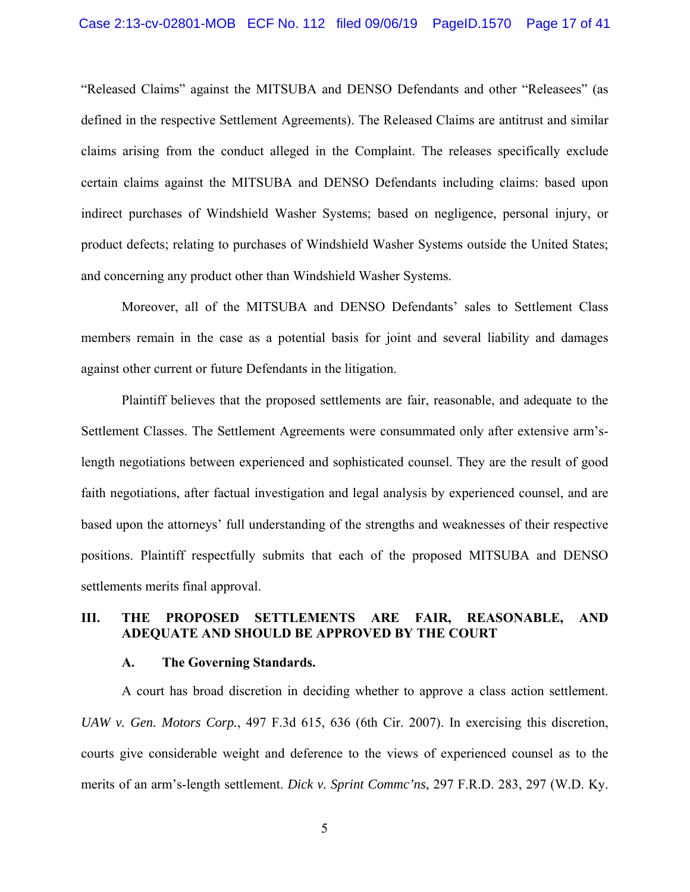"Released Claims" against the MITSUBA and DENSO Defendants and other "Releasees" (as defined in the respective Settlement Agreements). The Released Claims are antitrust and similar claims arising from the conduct alleged in the Complaint. The releases specifically exclude certain claims against the MITSUBA and DENSO Defendants including claims: based upon indirect purchases of Windshield Washer Systems; based on negligence, personal injury, or product defects; relating to purchases of Windshield Washer Systems outside the United States; and concerning any product other than Windshield Washer Systems.

Moreover, all of the MITSUBA and DENSO Defendants' sales to Settlement Class members remain in the case as a potential basis for joint and several liability and damages against other current or future Defendants in the litigation.

Plaintiff believes that the proposed settlements are fair, reasonable, and adequate to the Settlement Classes. The Settlement Agreements were consummated only after extensive arm's-length negotiations between experienced and sophisticated counsel. They are the result of good faith negotiations, after factual investigation and legal analysis by experienced counsel, and are based upon the attorneys' full understanding of the strengths and weaknesses of their respective positions. Plaintiff respectfully submits that each of the proposed MITSUBA and DENSO settlements merits final approval.

## III. THE PROPOSED SETTLEMENTS ARE FAIR, REASONABLE, AND ADEQUATE AND SHOULD BE APPROVED BY THE COURT

### A. The Governing Standards.

A court has broad discretion in deciding whether to approve a class action settlement. *UAW v. Gen. Motors Corp.*, 497 F.3d 615, 636 (6th Cir. 2007). In exercising this discretion, courts give considerable weight and deference to the views of experienced counsel as to the merits of an arm's-length settlement. *Dick v. Sprint Commc'ns*, 297 F.R.D. 283, 297 (W.D. Ky.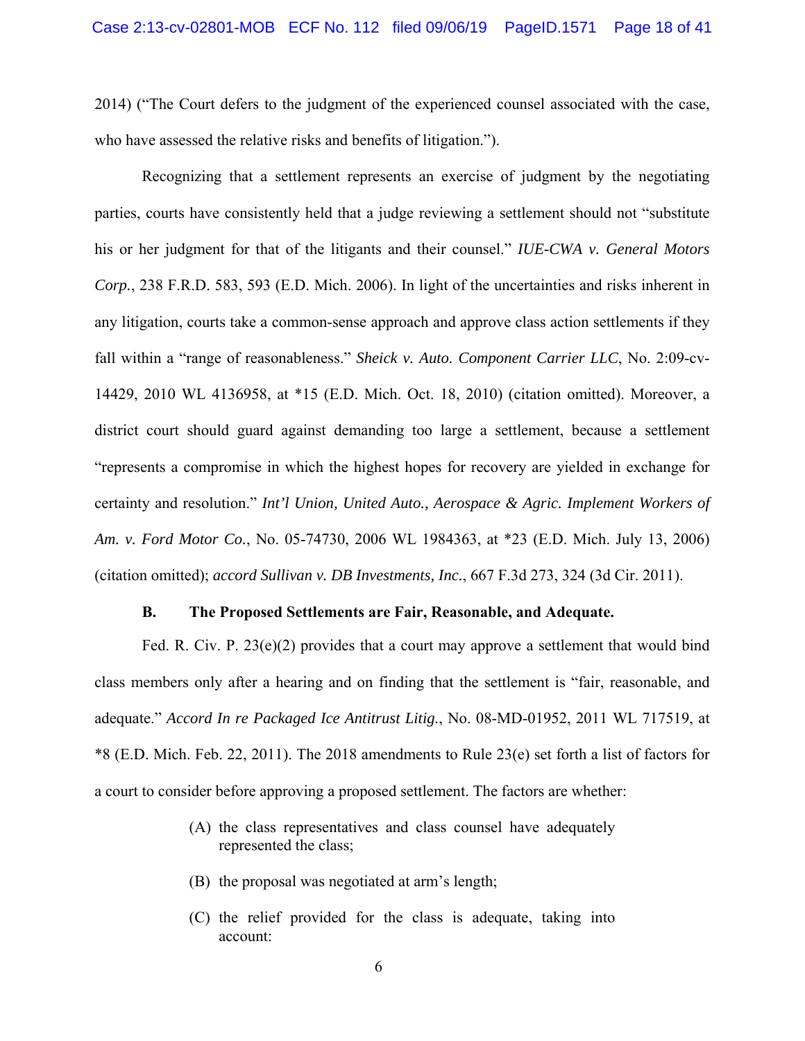2014) ("The Court defers to the judgment of the experienced counsel associated with the case, who have assessed the relative risks and benefits of litigation.").

Recognizing that a settlement represents an exercise of judgment by the negotiating parties, courts have consistently held that a judge reviewing a settlement should not "substitute his or her judgment for that of the litigants and their counsel." *IUE-CWA v. General Motors Corp.*, 238 F.R.D. 583, 593 (E.D. Mich. 2006). In light of the uncertainties and risks inherent in any litigation, courts take a common-sense approach and approve class action settlements if they fall within a "range of reasonableness." *Sheick v. Auto. Component Carrier LLC*, No. 2:09-cv-14429, 2010 WL 4136958, at *15 (E.D. Mich. Oct. 18, 2010) (citation omitted). Moreover, a district court should guard against demanding too large a settlement, because a settlement "represents a compromise in which the highest hopes for recovery are yielded in exchange for certainty and resolution." *Int'l Union, United Auto., Aerospace & Agric. Implement Workers of Am. v. Ford Motor Co.*, No. 05-74730, 2006 WL 1984363, at *23 (E.D. Mich. July 13, 2006) (citation omitted); *accord Sullivan v. DB Investments, Inc.*, 667 F.3d 273, 324 (3d Cir. 2011).

**B. The Proposed Settlements are Fair, Reasonable, and Adequate.**

Fed. R. Civ. P. 23(e)(2) provides that a court may approve a settlement that would bind class members only after a hearing and on finding that the settlement is "fair, reasonable, and adequate." *Accord In re Packaged Ice Antitrust Litig.*, No. 08-MD-01952, 2011 WL 717519, at *8 (E.D. Mich. Feb. 22, 2011). The 2018 amendments to Rule 23(e) set forth a list of factors for a court to consider before approving a proposed settlement. The factors are whether:

> (A) the class representatives and class counsel have adequately represented the class;
>
> (B) the proposal was negotiated at arm's length;
>
> (C) the relief provided for the class is adequate, taking into account: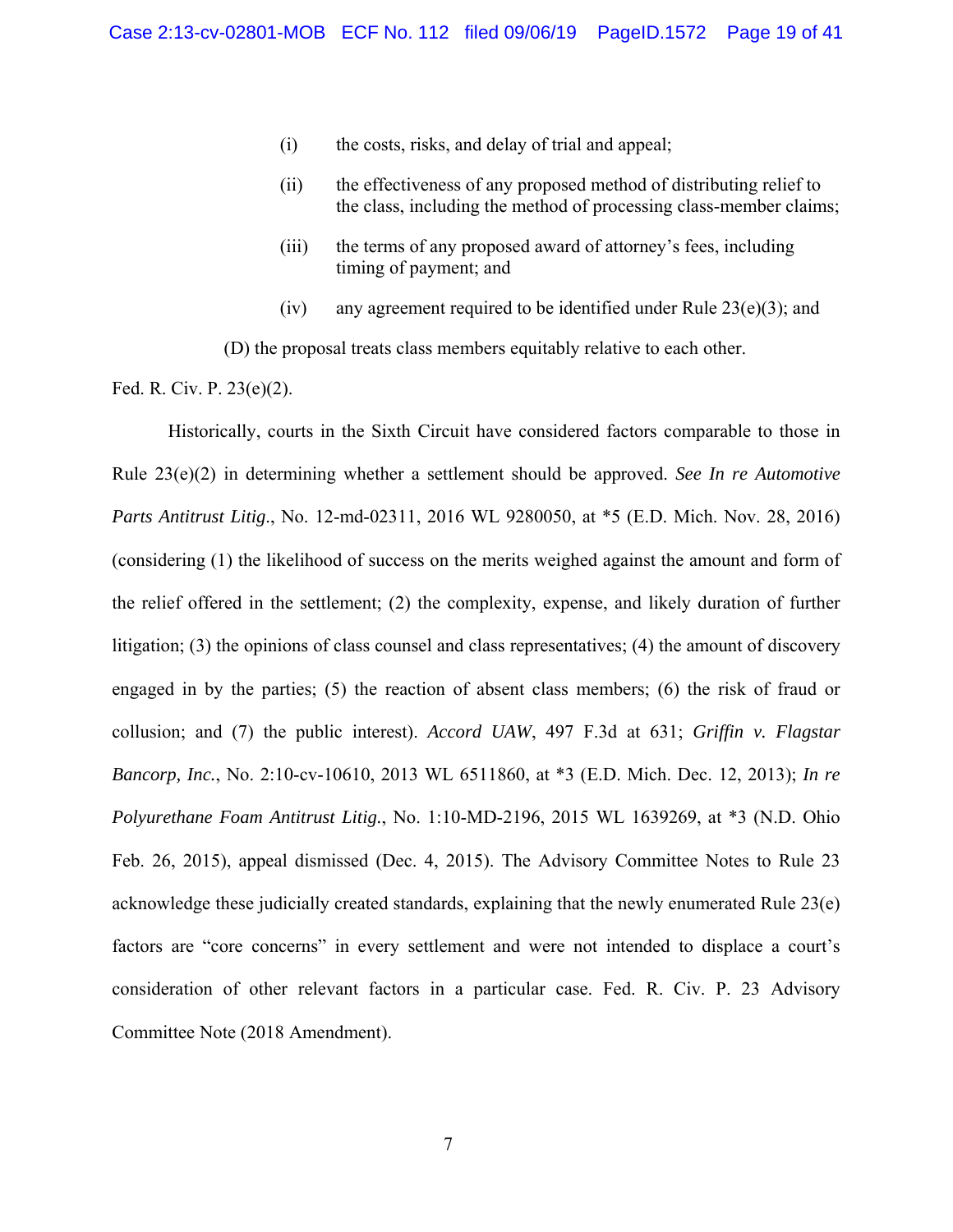- (i) the costs, risks, and delay of trial and appeal;
- (ii) the effectiveness of any proposed method of distributing relief to the class, including the method of processing class-member claims;
- (iii) the terms of any proposed award of attorney's fees, including timing of payment; and
- (iv) any agreement required to be identified under Rule 23(e)(3); and

(D) the proposal treats class members equitably relative to each other.

Fed. R. Civ. P. 23(e)(2).

Historically, courts in the Sixth Circuit have considered factors comparable to those in Rule 23(e)(2) in determining whether a settlement should be approved. *See In re Automotive Parts Antitrust Litig.*, No. 12-md-02311, 2016 WL 9280050, at *5 (E.D. Mich. Nov. 28, 2016) (considering (1) the likelihood of success on the merits weighed against the amount and form of the relief offered in the settlement; (2) the complexity, expense, and likely duration of further litigation; (3) the opinions of class counsel and class representatives; (4) the amount of discovery engaged in by the parties; (5) the reaction of absent class members; (6) the risk of fraud or collusion; and (7) the public interest). *Accord UAW*, 497 F.3d at 631; *Griffin v. Flagstar Bancorp, Inc.*, No. 2:10-cv-10610, 2013 WL 6511860, at *3 (E.D. Mich. Dec. 12, 2013); *In re Polyurethane Foam Antitrust Litig.*, No. 1:10-MD-2196, 2015 WL 1639269, at *3 (N.D. Ohio Feb. 26, 2015), appeal dismissed (Dec. 4, 2015). The Advisory Committee Notes to Rule 23 acknowledge these judicially created standards, explaining that the newly enumerated Rule 23(e) factors are "core concerns" in every settlement and were not intended to displace a court's consideration of other relevant factors in a particular case. Fed. R. Civ. P. 23 Advisory Committee Note (2018 Amendment).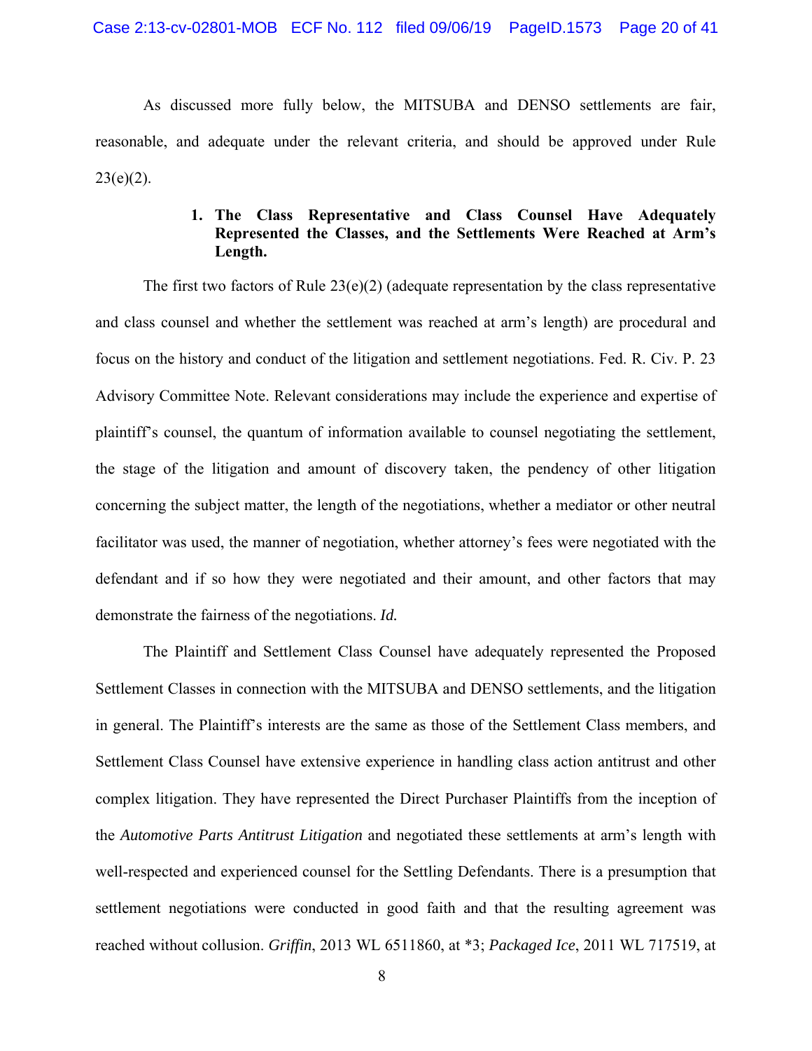As discussed more fully below, the MITSUBA and DENSO settlements are fair, reasonable, and adequate under the relevant criteria, and should be approved under Rule 23(e)(2).

**1. The Class Representative and Class Counsel Have Adequately Represented the Classes, and the Settlements Were Reached at Arm's Length.**

The first two factors of Rule 23(e)(2) (adequate representation by the class representative and class counsel and whether the settlement was reached at arm's length) are procedural and focus on the history and conduct of the litigation and settlement negotiations. Fed. R. Civ. P. 23 Advisory Committee Note. Relevant considerations may include the experience and expertise of plaintiff's counsel, the quantum of information available to counsel negotiating the settlement, the stage of the litigation and amount of discovery taken, the pendency of other litigation concerning the subject matter, the length of the negotiations, whether a mediator or other neutral facilitator was used, the manner of negotiation, whether attorney's fees were negotiated with the defendant and if so how they were negotiated and their amount, and other factors that may demonstrate the fairness of the negotiations. *Id.*

The Plaintiff and Settlement Class Counsel have adequately represented the Proposed Settlement Classes in connection with the MITSUBA and DENSO settlements, and the litigation in general. The Plaintiff's interests are the same as those of the Settlement Class members, and Settlement Class Counsel have extensive experience in handling class action antitrust and other complex litigation. They have represented the Direct Purchaser Plaintiffs from the inception of the *Automotive Parts Antitrust Litigation* and negotiated these settlements at arm's length with well-respected and experienced counsel for the Settling Defendants. There is a presumption that settlement negotiations were conducted in good faith and that the resulting agreement was reached without collusion. *Griffin*, 2013 WL 6511860, at *3; *Packaged Ice*, 2011 WL 717519, at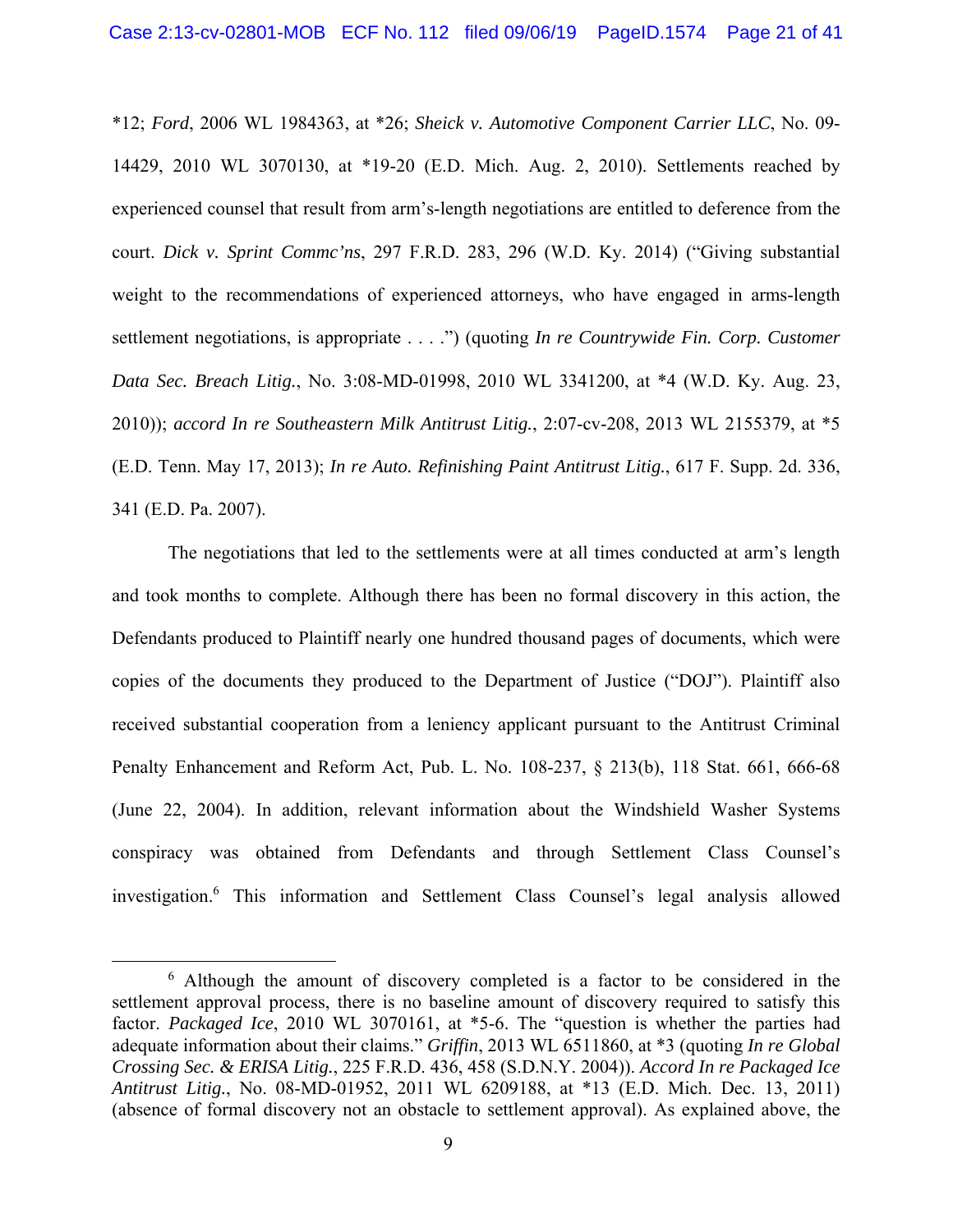*12; *Ford*, 2006 WL 1984363, at *26; *Sheick v. Automotive Component Carrier LLC*, No. 09-14429, 2010 WL 3070130, at *19-20 (E.D. Mich. Aug. 2, 2010). Settlements reached by experienced counsel that result from arm's-length negotiations are entitled to deference from the court. *Dick v. Sprint Commc'ns*, 297 F.R.D. 283, 296 (W.D. Ky. 2014) ("Giving substantial weight to the recommendations of experienced attorneys, who have engaged in arms-length settlement negotiations, is appropriate . . . .") (quoting *In re Countrywide Fin. Corp. Customer Data Sec. Breach Litig.*, No. 3:08-MD-01998, 2010 WL 3341200, at *4 (W.D. Ky. Aug. 23, 2010)); *accord In re Southeastern Milk Antitrust Litig.*, 2:07-cv-208, 2013 WL 2155379, at *5 (E.D. Tenn. May 17, 2013); *In re Auto. Refinishing Paint Antitrust Litig.*, 617 F. Supp. 2d. 336, 341 (E.D. Pa. 2007).

The negotiations that led to the settlements were at all times conducted at arm's length and took months to complete. Although there has been no formal discovery in this action, the Defendants produced to Plaintiff nearly one hundred thousand pages of documents, which were copies of the documents they produced to the Department of Justice ("DOJ"). Plaintiff also received substantial cooperation from a leniency applicant pursuant to the Antitrust Criminal Penalty Enhancement and Reform Act, Pub. L. No. 108-237, § 213(b), 118 Stat. 661, 666-68 (June 22, 2004). In addition, relevant information about the Windshield Washer Systems conspiracy was obtained from Defendants and through Settlement Class Counsel's investigation.[6] This information and Settlement Class Counsel's legal analysis allowed

---

[6] Although the amount of discovery completed is a factor to be considered in the settlement approval process, there is no baseline amount of discovery required to satisfy this factor. *Packaged Ice*, 2010 WL 3070161, at *5-6. The "question is whether the parties had adequate information about their claims." *Griffin*, 2013 WL 6511860, at *3 (quoting *In re Global Crossing Sec. & ERISA Litig.*, 225 F.R.D. 436, 458 (S.D.N.Y. 2004)). *Accord In re Packaged Ice Antitrust Litig.*, No. 08-MD-01952, 2011 WL 6209188, at *13 (E.D. Mich. Dec. 13, 2011) (absence of formal discovery not an obstacle to settlement approval). As explained above, the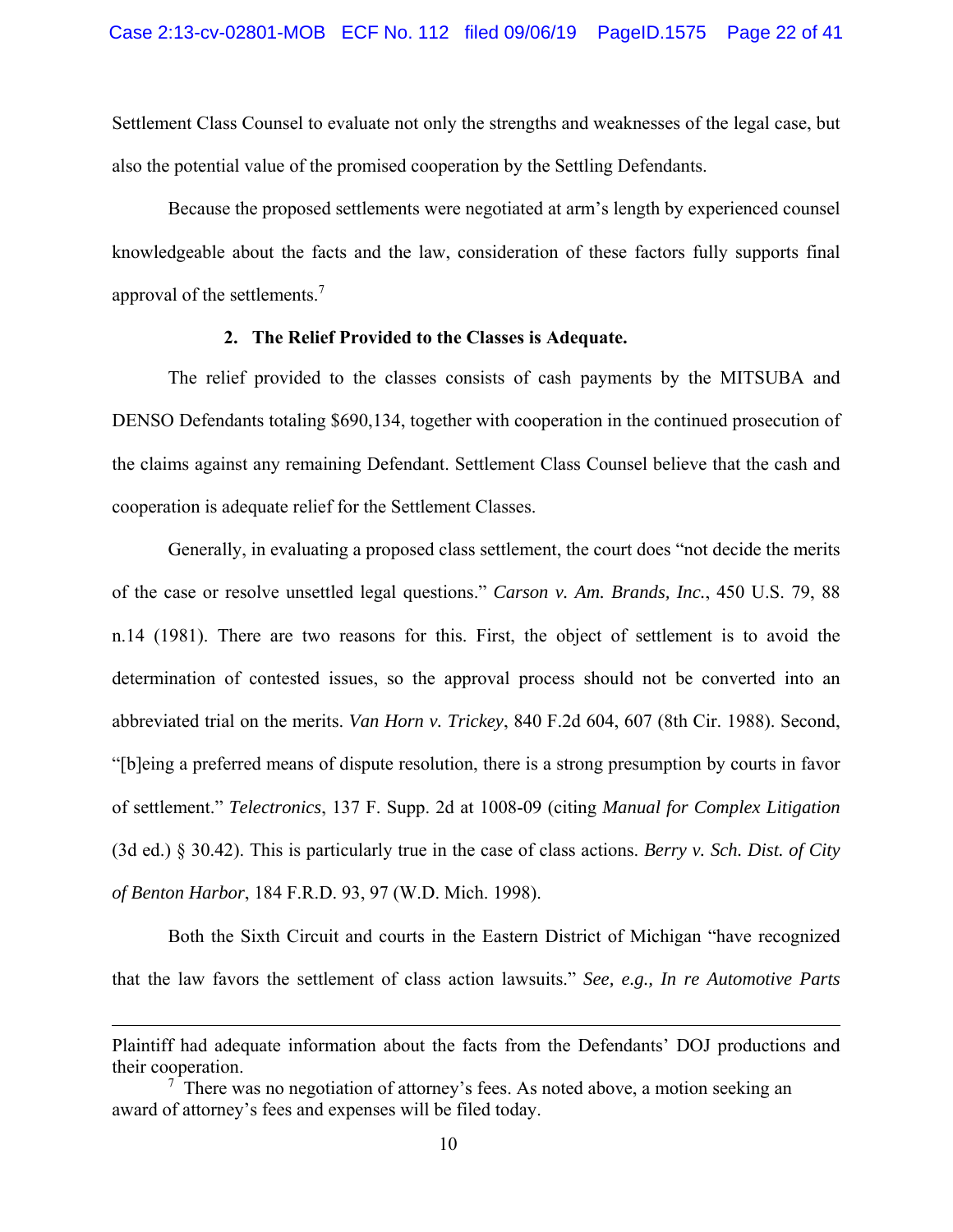Settlement Class Counsel to evaluate not only the strengths and weaknesses of the legal case, but also the potential value of the promised cooperation by the Settling Defendants.

Because the proposed settlements were negotiated at arm's length by experienced counsel knowledgeable about the facts and the law, consideration of these factors fully supports final approval of the settlements.[7]

**2. The Relief Provided to the Classes is Adequate.**

The relief provided to the classes consists of cash payments by the MITSUBA and DENSO Defendants totaling $690,134, together with cooperation in the continued prosecution of the claims against any remaining Defendant. Settlement Class Counsel believe that the cash and cooperation is adequate relief for the Settlement Classes.

Generally, in evaluating a proposed class settlement, the court does "not decide the merits of the case or resolve unsettled legal questions." *Carson v. Am. Brands, Inc.*, 450 U.S. 79, 88 n.14 (1981). There are two reasons for this. First, the object of settlement is to avoid the determination of contested issues, so the approval process should not be converted into an abbreviated trial on the merits. *Van Horn v. Trickey*, 840 F.2d 604, 607 (8th Cir. 1988). Second, "[b]eing a preferred means of dispute resolution, there is a strong presumption by courts in favor of settlement." *Telectronics*, 137 F. Supp. 2d at 1008-09 (citing *Manual for Complex Litigation* (3d ed.) § 30.42). This is particularly true in the case of class actions. *Berry v. Sch. Dist. of City of Benton Harbor*, 184 F.R.D. 93, 97 (W.D. Mich. 1998).

Both the Sixth Circuit and courts in the Eastern District of Michigan "have recognized that the law favors the settlement of class action lawsuits." *See, e.g., In re Automotive Parts*

---

Plaintiff had adequate information about the facts from the Defendants' DOJ productions and their cooperation.

[7] There was no negotiation of attorney's fees. As noted above, a motion seeking an award of attorney's fees and expenses will be filed today.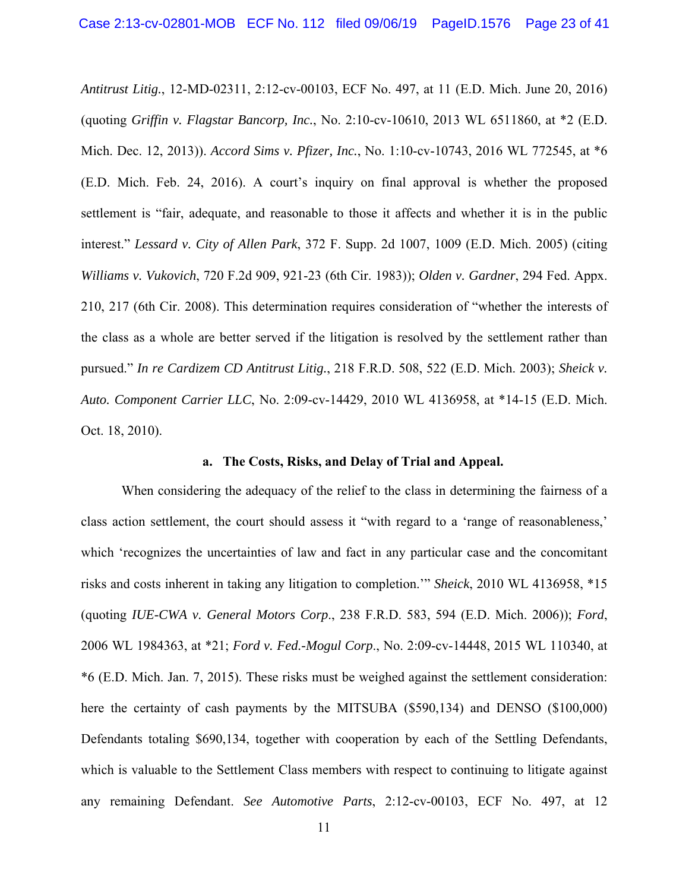*Antitrust Litig.*, 12-MD-02311, 2:12-cv-00103, ECF No. 497, at 11 (E.D. Mich. June 20, 2016) (quoting *Griffin v. Flagstar Bancorp, Inc.*, No. 2:10-cv-10610, 2013 WL 6511860, at *2 (E.D. Mich. Dec. 12, 2013)). *Accord Sims v. Pfizer, Inc.*, No. 1:10-cv-10743, 2016 WL 772545, at *6 (E.D. Mich. Feb. 24, 2016). A court's inquiry on final approval is whether the proposed settlement is "fair, adequate, and reasonable to those it affects and whether it is in the public interest." *Lessard v. City of Allen Park*, 372 F. Supp. 2d 1007, 1009 (E.D. Mich. 2005) (citing *Williams v. Vukovich*, 720 F.2d 909, 921-23 (6th Cir. 1983)); *Olden v. Gardner*, 294 Fed. Appx. 210, 217 (6th Cir. 2008). This determination requires consideration of "whether the interests of the class as a whole are better served if the litigation is resolved by the settlement rather than pursued." *In re Cardizem CD Antitrust Litig.*, 218 F.R.D. 508, 522 (E.D. Mich. 2003); *Sheick v. Auto. Component Carrier LLC*, No. 2:09-cv-14429, 2010 WL 4136958, at *14-15 (E.D. Mich. Oct. 18, 2010).

**a. The Costs, Risks, and Delay of Trial and Appeal.**

When considering the adequacy of the relief to the class in determining the fairness of a class action settlement, the court should assess it "with regard to a 'range of reasonableness,' which 'recognizes the uncertainties of law and fact in any particular case and the concomitant risks and costs inherent in taking any litigation to completion.'" *Sheick*, 2010 WL 4136958, *15 (quoting *IUE-CWA v. General Motors Corp.*, 238 F.R.D. 583, 594 (E.D. Mich. 2006)); *Ford*, 2006 WL 1984363, at *21; *Ford v. Fed.-Mogul Corp.*, No. 2:09-cv-14448, 2015 WL 110340, at *6 (E.D. Mich. Jan. 7, 2015). These risks must be weighed against the settlement consideration: here the certainty of cash payments by the MITSUBA ($590,134) and DENSO ($100,000) Defendants totaling $690,134, together with cooperation by each of the Settling Defendants, which is valuable to the Settlement Class members with respect to continuing to litigate against any remaining Defendant. *See Automotive Parts*, 2:12-cv-00103, ECF No. 497, at 12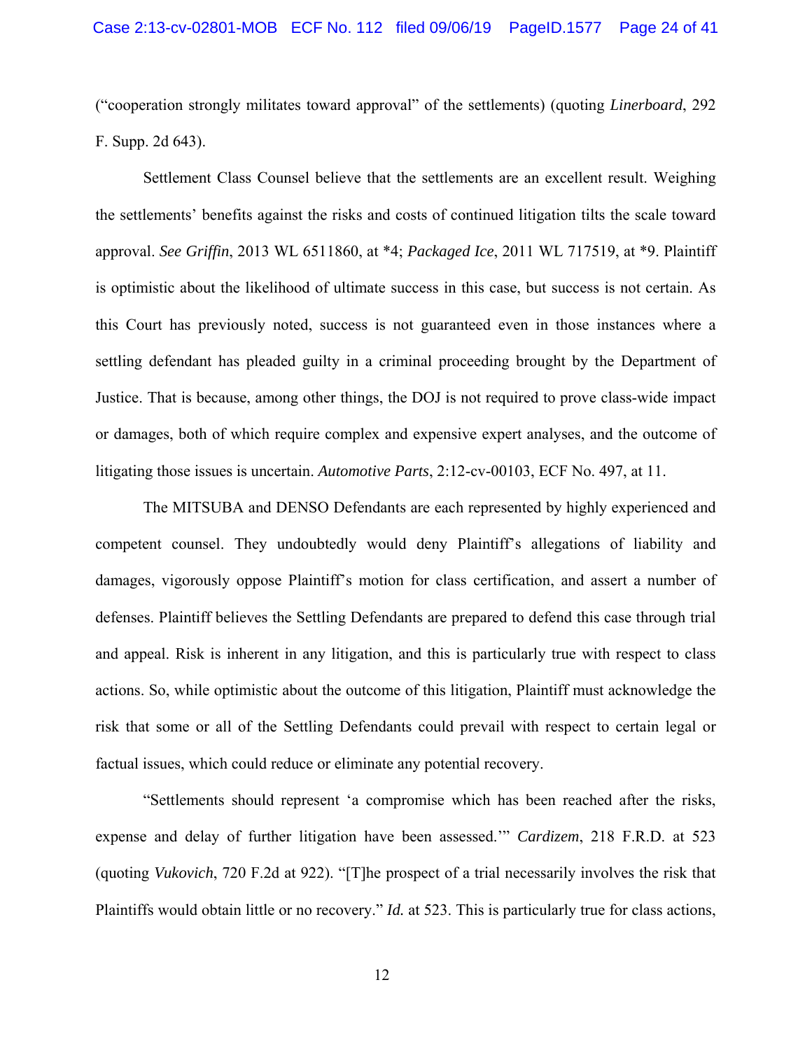("cooperation strongly militates toward approval" of the settlements) (quoting *Linerboard*, 292 F. Supp. 2d 643).

Settlement Class Counsel believe that the settlements are an excellent result. Weighing the settlements' benefits against the risks and costs of continued litigation tilts the scale toward approval. *See Griffin*, 2013 WL 6511860, at *4; *Packaged Ice*, 2011 WL 717519, at *9. Plaintiff is optimistic about the likelihood of ultimate success in this case, but success is not certain. As this Court has previously noted, success is not guaranteed even in those instances where a settling defendant has pleaded guilty in a criminal proceeding brought by the Department of Justice. That is because, among other things, the DOJ is not required to prove class-wide impact or damages, both of which require complex and expensive expert analyses, and the outcome of litigating those issues is uncertain. *Automotive Parts*, 2:12-cv-00103, ECF No. 497, at 11.

The MITSUBA and DENSO Defendants are each represented by highly experienced and competent counsel. They undoubtedly would deny Plaintiff's allegations of liability and damages, vigorously oppose Plaintiff's motion for class certification, and assert a number of defenses. Plaintiff believes the Settling Defendants are prepared to defend this case through trial and appeal. Risk is inherent in any litigation, and this is particularly true with respect to class actions. So, while optimistic about the outcome of this litigation, Plaintiff must acknowledge the risk that some or all of the Settling Defendants could prevail with respect to certain legal or factual issues, which could reduce or eliminate any potential recovery.

"Settlements should represent 'a compromise which has been reached after the risks, expense and delay of further litigation have been assessed.'" *Cardizem*, 218 F.R.D. at 523 (quoting *Vukovich*, 720 F.2d at 922). "[T]he prospect of a trial necessarily involves the risk that Plaintiffs would obtain little or no recovery." *Id.* at 523. This is particularly true for class actions,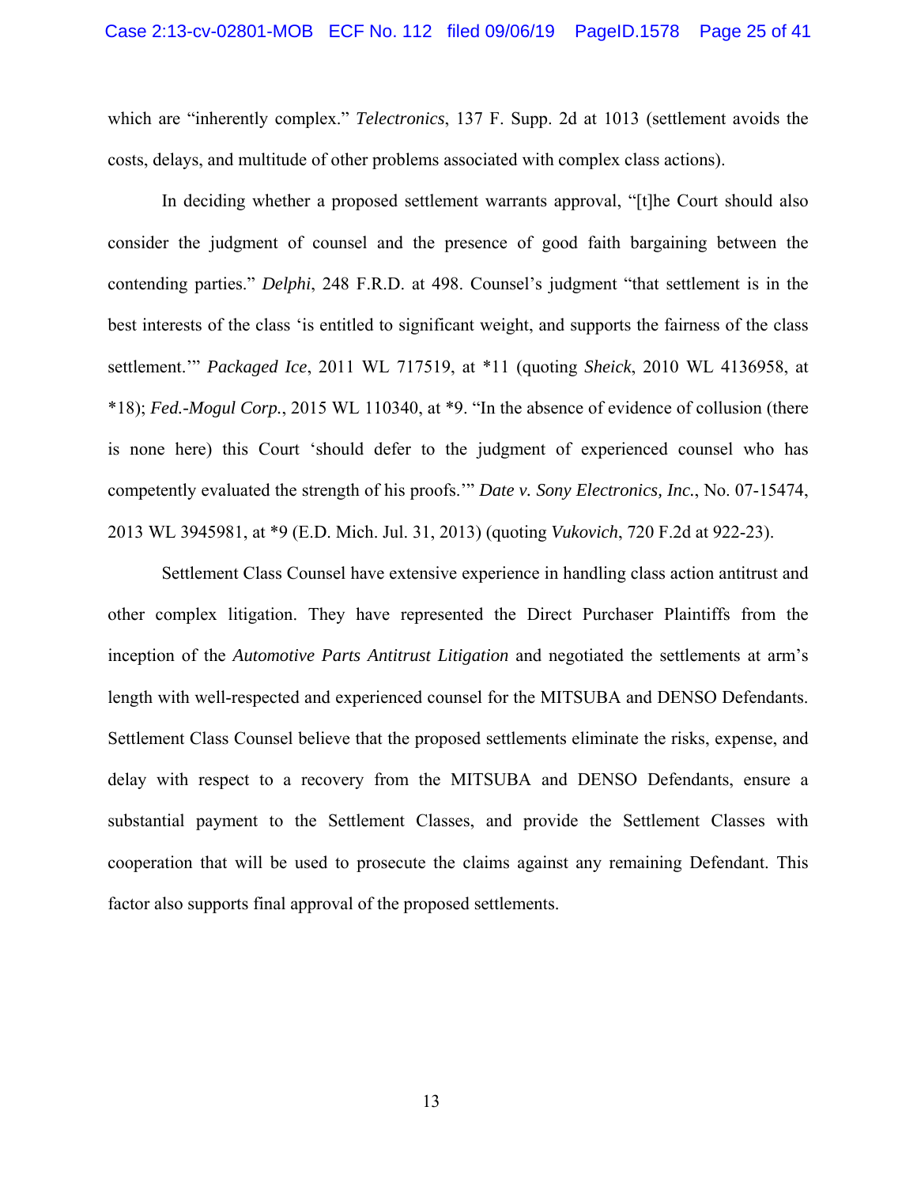which are "inherently complex." *Telectronics*, 137 F. Supp. 2d at 1013 (settlement avoids the costs, delays, and multitude of other problems associated with complex class actions).

In deciding whether a proposed settlement warrants approval, "[t]he Court should also consider the judgment of counsel and the presence of good faith bargaining between the contending parties." *Delphi*, 248 F.R.D. at 498. Counsel's judgment "that settlement is in the best interests of the class 'is entitled to significant weight, and supports the fairness of the class settlement.'" *Packaged Ice*, 2011 WL 717519, at *11 (quoting *Sheick*, 2010 WL 4136958, at *18); *Fed.-Mogul Corp.*, 2015 WL 110340, at *9. "In the absence of evidence of collusion (there is none here) this Court 'should defer to the judgment of experienced counsel who has competently evaluated the strength of his proofs.'" *Date v. Sony Electronics, Inc.*, No. 07-15474, 2013 WL 3945981, at *9 (E.D. Mich. Jul. 31, 2013) (quoting *Vukovich*, 720 F.2d at 922-23).

Settlement Class Counsel have extensive experience in handling class action antitrust and other complex litigation. They have represented the Direct Purchaser Plaintiffs from the inception of the *Automotive Parts Antitrust Litigation* and negotiated the settlements at arm's length with well-respected and experienced counsel for the MITSUBA and DENSO Defendants. Settlement Class Counsel believe that the proposed settlements eliminate the risks, expense, and delay with respect to a recovery from the MITSUBA and DENSO Defendants, ensure a substantial payment to the Settlement Classes, and provide the Settlement Classes with cooperation that will be used to prosecute the claims against any remaining Defendant. This factor also supports final approval of the proposed settlements.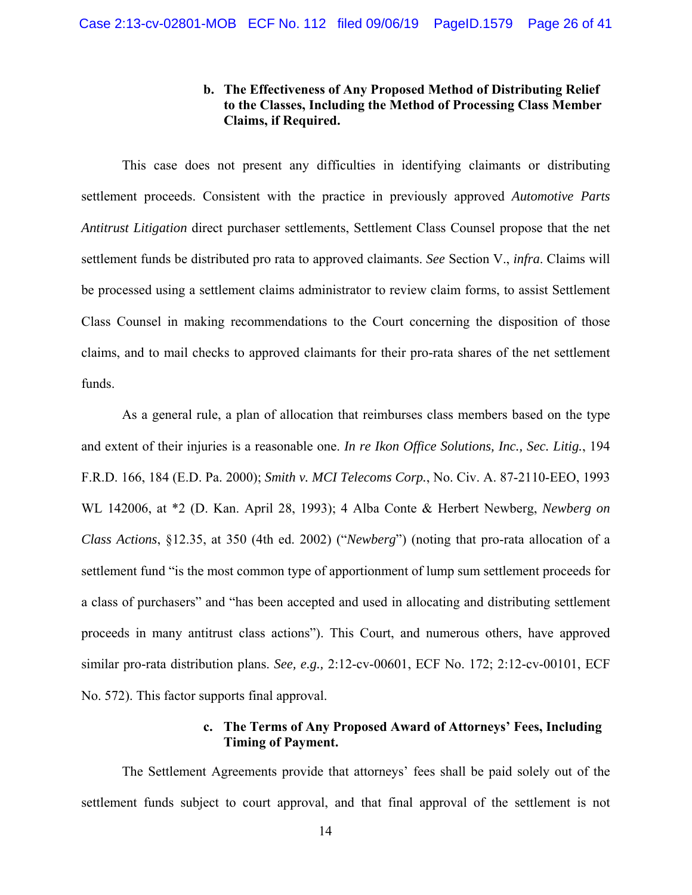**b. The Effectiveness of Any Proposed Method of Distributing Relief to the Classes, Including the Method of Processing Class Member Claims, if Required.**

This case does not present any difficulties in identifying claimants or distributing settlement proceeds. Consistent with the practice in previously approved *Automotive Parts Antitrust Litigation* direct purchaser settlements, Settlement Class Counsel propose that the net settlement funds be distributed pro rata to approved claimants. *See* Section V., *infra*. Claims will be processed using a settlement claims administrator to review claim forms, to assist Settlement Class Counsel in making recommendations to the Court concerning the disposition of those claims, and to mail checks to approved claimants for their pro-rata shares of the net settlement funds.

As a general rule, a plan of allocation that reimburses class members based on the type and extent of their injuries is a reasonable one. *In re Ikon Office Solutions, Inc., Sec. Litig.*, 194 F.R.D. 166, 184 (E.D. Pa. 2000); *Smith v. MCI Telecoms Corp.*, No. Civ. A. 87-2110-EEO, 1993 WL 142006, at *2 (D. Kan. April 28, 1993); 4 Alba Conte & Herbert Newberg, *Newberg on Class Actions*, §12.35, at 350 (4th ed. 2002) ("*Newberg*") (noting that pro-rata allocation of a settlement fund "is the most common type of apportionment of lump sum settlement proceeds for a class of purchasers" and "has been accepted and used in allocating and distributing settlement proceeds in many antitrust class actions"). This Court, and numerous others, have approved similar pro-rata distribution plans. *See, e.g.,* 2:12-cv-00601, ECF No. 172; 2:12-cv-00101, ECF No. 572). This factor supports final approval.

**c. The Terms of Any Proposed Award of Attorneys' Fees, Including Timing of Payment.**

The Settlement Agreements provide that attorneys' fees shall be paid solely out of the settlement funds subject to court approval, and that final approval of the settlement is not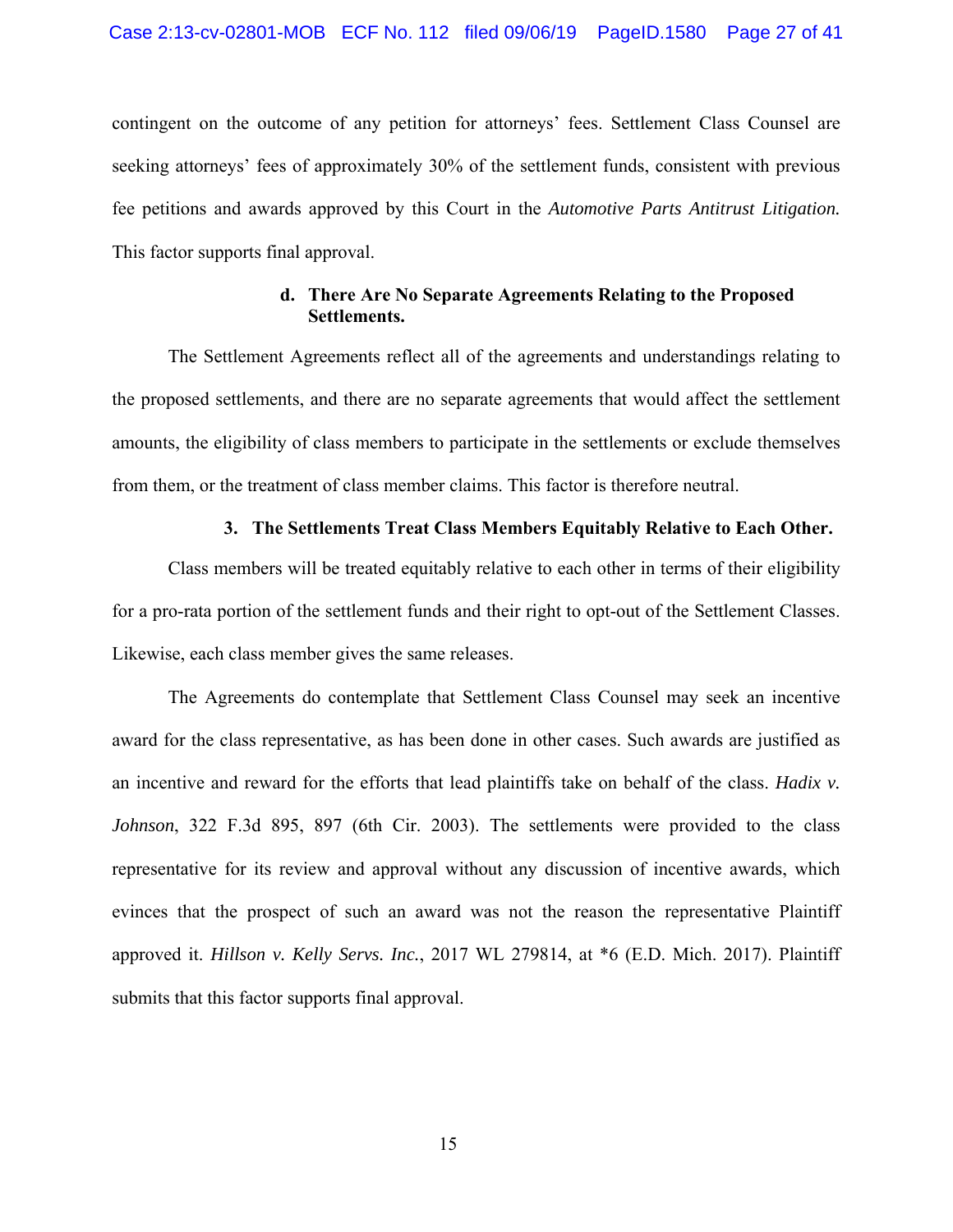contingent on the outcome of any petition for attorneys' fees. Settlement Class Counsel are seeking attorneys' fees of approximately 30% of the settlement funds, consistent with previous fee petitions and awards approved by this Court in the *Automotive Parts Antitrust Litigation.* This factor supports final approval.

**d. There Are No Separate Agreements Relating to the Proposed Settlements.**

The Settlement Agreements reflect all of the agreements and understandings relating to the proposed settlements, and there are no separate agreements that would affect the settlement amounts, the eligibility of class members to participate in the settlements or exclude themselves from them, or the treatment of class member claims. This factor is therefore neutral.

**3. The Settlements Treat Class Members Equitably Relative to Each Other.**

Class members will be treated equitably relative to each other in terms of their eligibility for a pro-rata portion of the settlement funds and their right to opt-out of the Settlement Classes. Likewise, each class member gives the same releases.

The Agreements do contemplate that Settlement Class Counsel may seek an incentive award for the class representative, as has been done in other cases. Such awards are justified as an incentive and reward for the efforts that lead plaintiffs take on behalf of the class. *Hadix v. Johnson*, 322 F.3d 895, 897 (6th Cir. 2003). The settlements were provided to the class representative for its review and approval without any discussion of incentive awards, which evinces that the prospect of such an award was not the reason the representative Plaintiff approved it. *Hillson v. Kelly Servs. Inc.*, 2017 WL 279814, at *6 (E.D. Mich. 2017). Plaintiff submits that this factor supports final approval.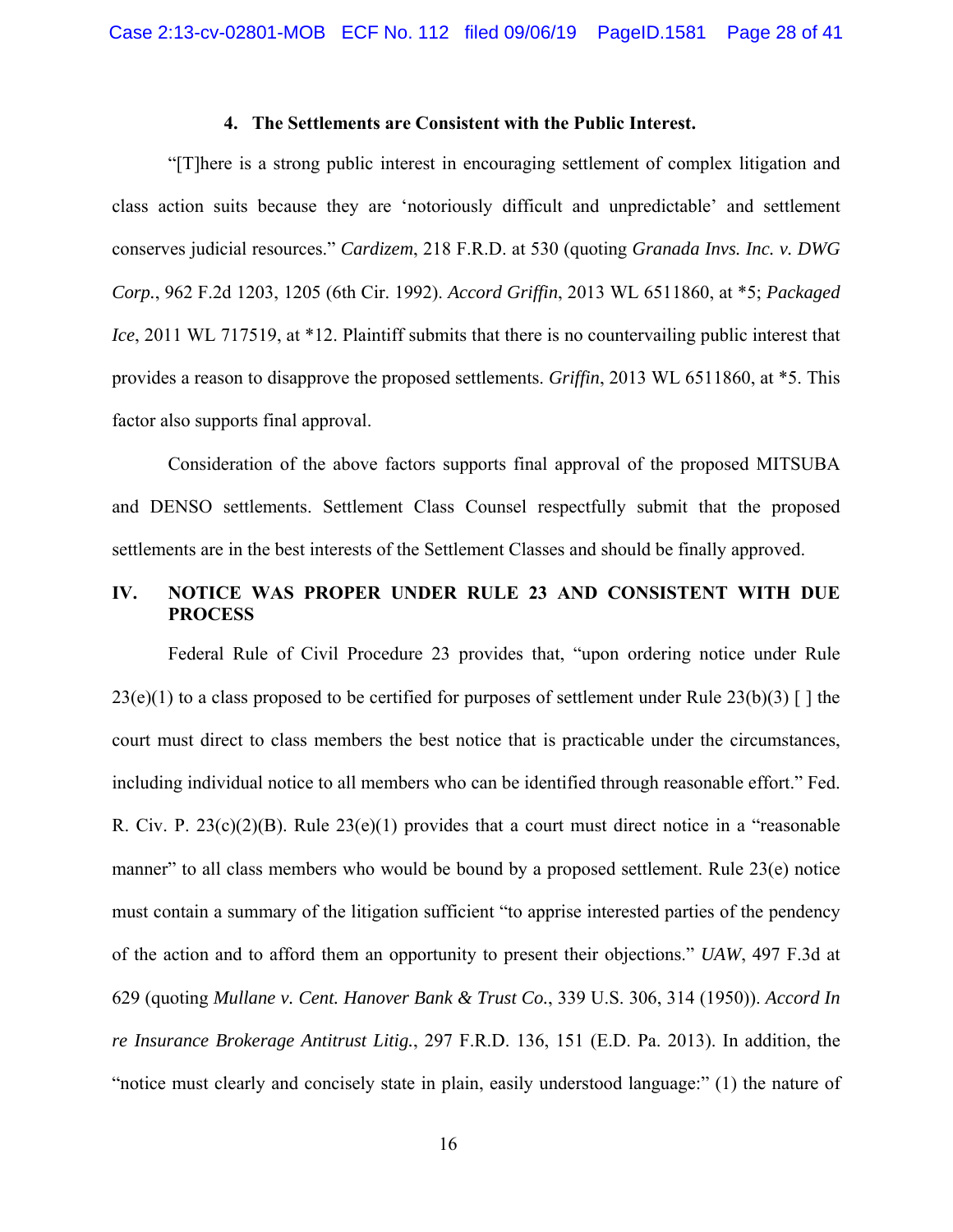### 4. The Settlements are Consistent with the Public Interest.

"[T]here is a strong public interest in encouraging settlement of complex litigation and class action suits because they are 'notoriously difficult and unpredictable' and settlement conserves judicial resources." *Cardizem*, 218 F.R.D. at 530 (quoting *Granada Invs. Inc. v. DWG Corp.*, 962 F.2d 1203, 1205 (6th Cir. 1992). *Accord Griffin*, 2013 WL 6511860, at *5; *Packaged Ice*, 2011 WL 717519, at *12. Plaintiff submits that there is no countervailing public interest that provides a reason to disapprove the proposed settlements. *Griffin*, 2013 WL 6511860, at *5. This factor also supports final approval.

Consideration of the above factors supports final approval of the proposed MITSUBA and DENSO settlements. Settlement Class Counsel respectfully submit that the proposed settlements are in the best interests of the Settlement Classes and should be finally approved.

## IV. NOTICE WAS PROPER UNDER RULE 23 AND CONSISTENT WITH DUE PROCESS

Federal Rule of Civil Procedure 23 provides that, "upon ordering notice under Rule 23(e)(1) to a class proposed to be certified for purposes of settlement under Rule 23(b)(3) [ ] the court must direct to class members the best notice that is practicable under the circumstances, including individual notice to all members who can be identified through reasonable effort." Fed. R. Civ. P. 23(c)(2)(B). Rule 23(e)(1) provides that a court must direct notice in a "reasonable manner" to all class members who would be bound by a proposed settlement. Rule 23(e) notice must contain a summary of the litigation sufficient "to apprise interested parties of the pendency of the action and to afford them an opportunity to present their objections." *UAW*, 497 F.3d at 629 (quoting *Mullane v. Cent. Hanover Bank & Trust Co.*, 339 U.S. 306, 314 (1950)). *Accord In re Insurance Brokerage Antitrust Litig.*, 297 F.R.D. 136, 151 (E.D. Pa. 2013). In addition, the "notice must clearly and concisely state in plain, easily understood language:" (1) the nature of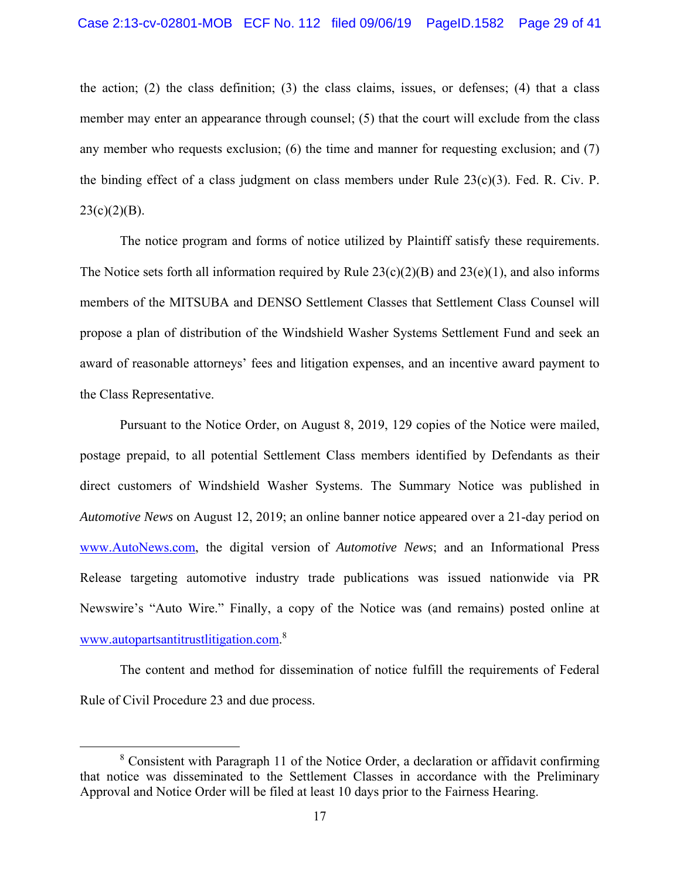the action; (2) the class definition; (3) the class claims, issues, or defenses; (4) that a class member may enter an appearance through counsel; (5) that the court will exclude from the class any member who requests exclusion; (6) the time and manner for requesting exclusion; and (7) the binding effect of a class judgment on class members under Rule 23(c)(3). Fed. R. Civ. P. 23(c)(2)(B).

The notice program and forms of notice utilized by Plaintiff satisfy these requirements. The Notice sets forth all information required by Rule 23(c)(2)(B) and 23(e)(1), and also informs members of the MITSUBA and DENSO Settlement Classes that Settlement Class Counsel will propose a plan of distribution of the Windshield Washer Systems Settlement Fund and seek an award of reasonable attorneys' fees and litigation expenses, and an incentive award payment to the Class Representative.

Pursuant to the Notice Order, on August 8, 2019, 129 copies of the Notice were mailed, postage prepaid, to all potential Settlement Class members identified by Defendants as their direct customers of Windshield Washer Systems. The Summary Notice was published in *Automotive News* on August 12, 2019; an online banner notice appeared over a 21-day period on www.AutoNews.com, the digital version of *Automotive News*; and an Informational Press Release targeting automotive industry trade publications was issued nationwide via PR Newswire's "Auto Wire." Finally, a copy of the Notice was (and remains) posted online at www.autopartsantitrustlitigation.com.[8]

The content and method for dissemination of notice fulfill the requirements of Federal Rule of Civil Procedure 23 and due process.

[8] Consistent with Paragraph 11 of the Notice Order, a declaration or affidavit confirming that notice was disseminated to the Settlement Classes in accordance with the Preliminary Approval and Notice Order will be filed at least 10 days prior to the Fairness Hearing.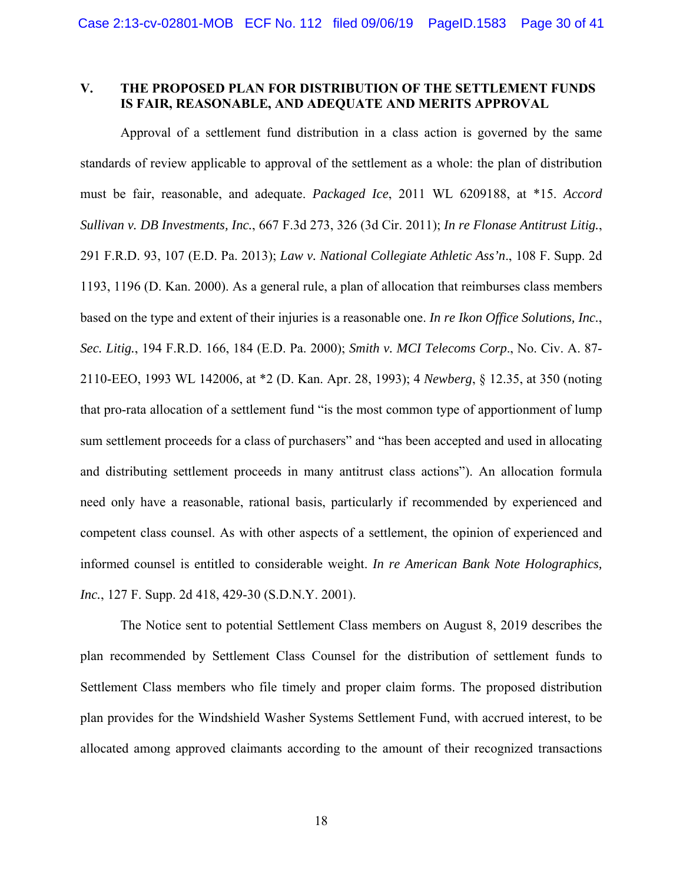## V. THE PROPOSED PLAN FOR DISTRIBUTION OF THE SETTLEMENT FUNDS IS FAIR, REASONABLE, AND ADEQUATE AND MERITS APPROVAL

Approval of a settlement fund distribution in a class action is governed by the same standards of review applicable to approval of the settlement as a whole: the plan of distribution must be fair, reasonable, and adequate. *Packaged Ice*, 2011 WL 6209188, at *15. *Accord Sullivan v. DB Investments, Inc.*, 667 F.3d 273, 326 (3d Cir. 2011); *In re Flonase Antitrust Litig.*, 291 F.R.D. 93, 107 (E.D. Pa. 2013); *Law v. National Collegiate Athletic Ass'n*., 108 F. Supp. 2d 1193, 1196 (D. Kan. 2000). As a general rule, a plan of allocation that reimburses class members based on the type and extent of their injuries is a reasonable one. *In re Ikon Office Solutions, Inc., Sec. Litig.*, 194 F.R.D. 166, 184 (E.D. Pa. 2000); *Smith v. MCI Telecoms Corp*., No. Civ. A. 87-2110-EEO, 1993 WL 142006, at *2 (D. Kan. Apr. 28, 1993); 4 *Newberg*, § 12.35, at 350 (noting that pro-rata allocation of a settlement fund "is the most common type of apportionment of lump sum settlement proceeds for a class of purchasers" and "has been accepted and used in allocating and distributing settlement proceeds in many antitrust class actions"). An allocation formula need only have a reasonable, rational basis, particularly if recommended by experienced and competent class counsel. As with other aspects of a settlement, the opinion of experienced and informed counsel is entitled to considerable weight. *In re American Bank Note Holographics, Inc.*, 127 F. Supp. 2d 418, 429-30 (S.D.N.Y. 2001).

The Notice sent to potential Settlement Class members on August 8, 2019 describes the plan recommended by Settlement Class Counsel for the distribution of settlement funds to Settlement Class members who file timely and proper claim forms. The proposed distribution plan provides for the Windshield Washer Systems Settlement Fund, with accrued interest, to be allocated among approved claimants according to the amount of their recognized transactions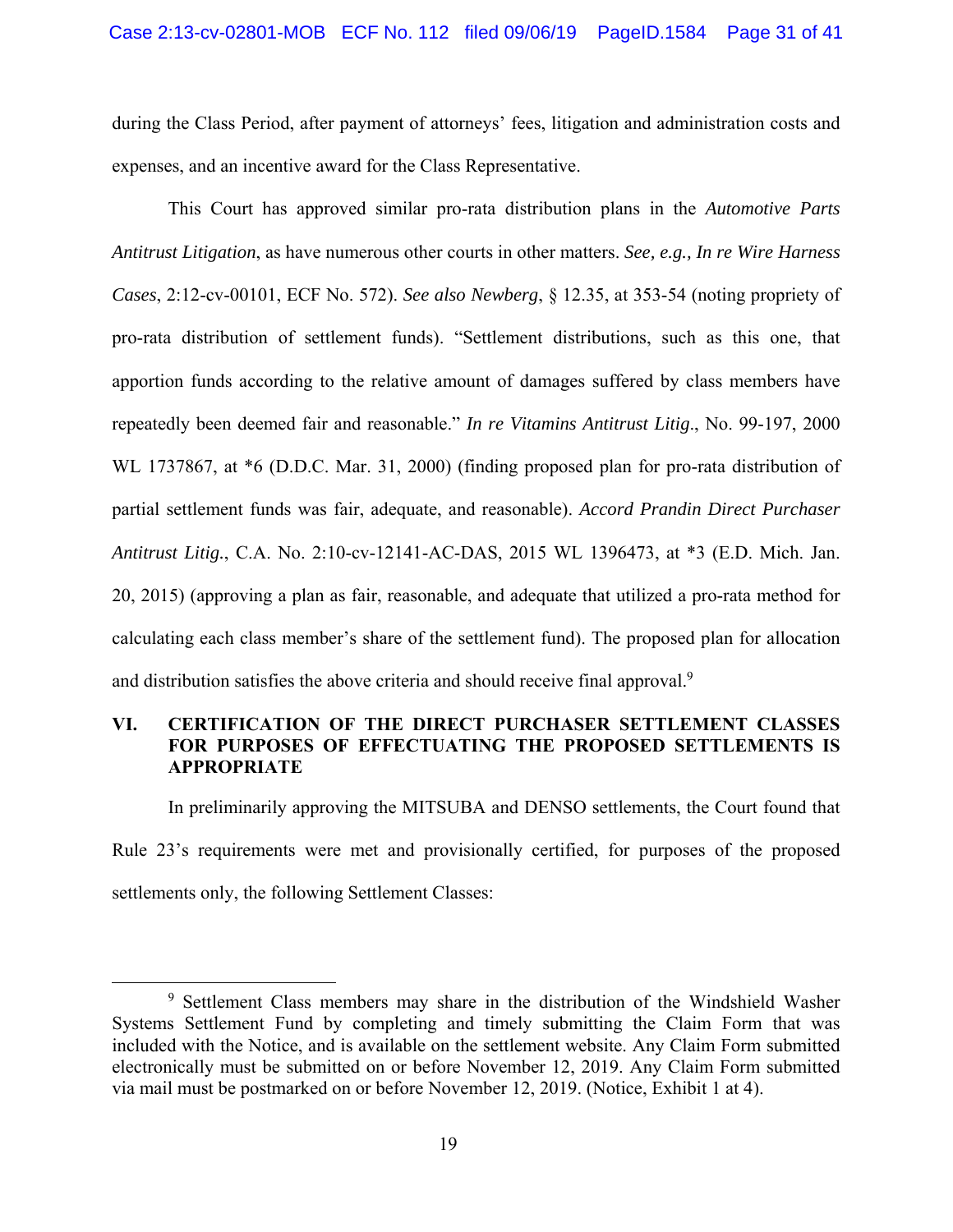during the Class Period, after payment of attorneys' fees, litigation and administration costs and expenses, and an incentive award for the Class Representative.

This Court has approved similar pro-rata distribution plans in the *Automotive Parts Antitrust Litigation*, as have numerous other courts in other matters. *See, e.g., In re Wire Harness Cases*, 2:12-cv-00101, ECF No. 572). *See also Newberg*, § 12.35, at 353-54 (noting propriety of pro-rata distribution of settlement funds). "Settlement distributions, such as this one, that apportion funds according to the relative amount of damages suffered by class members have repeatedly been deemed fair and reasonable." *In re Vitamins Antitrust Litig*., No. 99-197, 2000 WL 1737867, at *6 (D.D.C. Mar. 31, 2000) (finding proposed plan for pro-rata distribution of partial settlement funds was fair, adequate, and reasonable). *Accord Prandin Direct Purchaser Antitrust Litig.*, C.A. No. 2:10-cv-12141-AC-DAS, 2015 WL 1396473, at *3 (E.D. Mich. Jan. 20, 2015) (approving a plan as fair, reasonable, and adequate that utilized a pro-rata method for calculating each class member's share of the settlement fund). The proposed plan for allocation and distribution satisfies the above criteria and should receive final approval.[9]

## VI. CERTIFICATION OF THE DIRECT PURCHASER SETTLEMENT CLASSES FOR PURPOSES OF EFFECTUATING THE PROPOSED SETTLEMENTS IS APPROPRIATE

In preliminarily approving the MITSUBA and DENSO settlements, the Court found that Rule 23's requirements were met and provisionally certified, for purposes of the proposed settlements only, the following Settlement Classes:

---

[9] Settlement Class members may share in the distribution of the Windshield Washer Systems Settlement Fund by completing and timely submitting the Claim Form that was included with the Notice, and is available on the settlement website. Any Claim Form submitted electronically must be submitted on or before November 12, 2019. Any Claim Form submitted via mail must be postmarked on or before November 12, 2019. (Notice, Exhibit 1 at 4).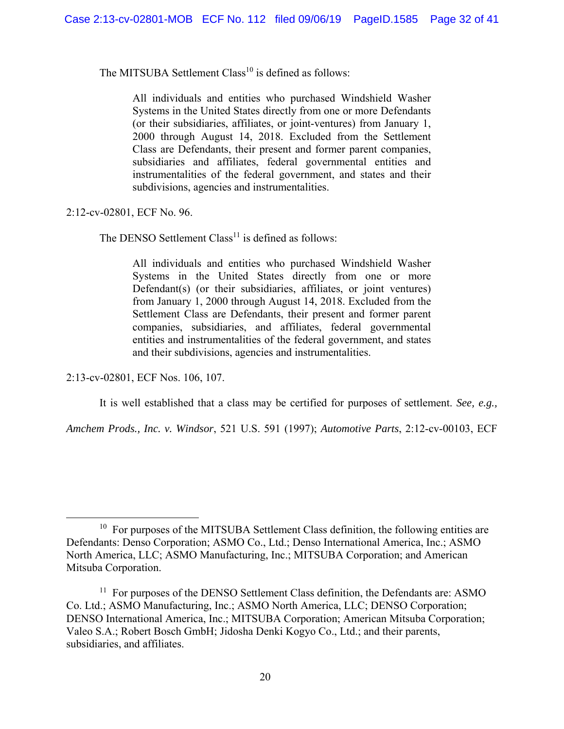The MITSUBA Settlement Class[10] is defined as follows:

> All individuals and entities who purchased Windshield Washer Systems in the United States directly from one or more Defendants (or their subsidiaries, affiliates, or joint-ventures) from January 1, 2000 through August 14, 2018. Excluded from the Settlement Class are Defendants, their present and former parent companies, subsidiaries and affiliates, federal governmental entities and instrumentalities of the federal government, and states and their subdivisions, agencies and instrumentalities.

2:12-cv-02801, ECF No. 96.

The DENSO Settlement Class[11] is defined as follows:

> All individuals and entities who purchased Windshield Washer Systems in the United States directly from one or more Defendant(s) (or their subsidiaries, affiliates, or joint ventures) from January 1, 2000 through August 14, 2018. Excluded from the Settlement Class are Defendants, their present and former parent companies, subsidiaries, and affiliates, federal governmental entities and instrumentalities of the federal government, and states and their subdivisions, agencies and instrumentalities.

2:13-cv-02801, ECF Nos. 106, 107.

It is well established that a class may be certified for purposes of settlement. *See, e.g., Amchem Prods., Inc. v. Windsor*, 521 U.S. 591 (1997); *Automotive Parts*, 2:12-cv-00103, ECF

---

[10] For purposes of the MITSUBA Settlement Class definition, the following entities are Defendants: Denso Corporation; ASMO Co., Ltd.; Denso International America, Inc.; ASMO North America, LLC; ASMO Manufacturing, Inc.; MITSUBA Corporation; and American Mitsuba Corporation.

[11] For purposes of the DENSO Settlement Class definition, the Defendants are: ASMO Co. Ltd.; ASMO Manufacturing, Inc.; ASMO North America, LLC; DENSO Corporation; DENSO International America, Inc.; MITSUBA Corporation; American Mitsuba Corporation; Valeo S.A.; Robert Bosch GmbH; Jidosha Denki Kogyo Co., Ltd.; and their parents, subsidiaries, and affiliates.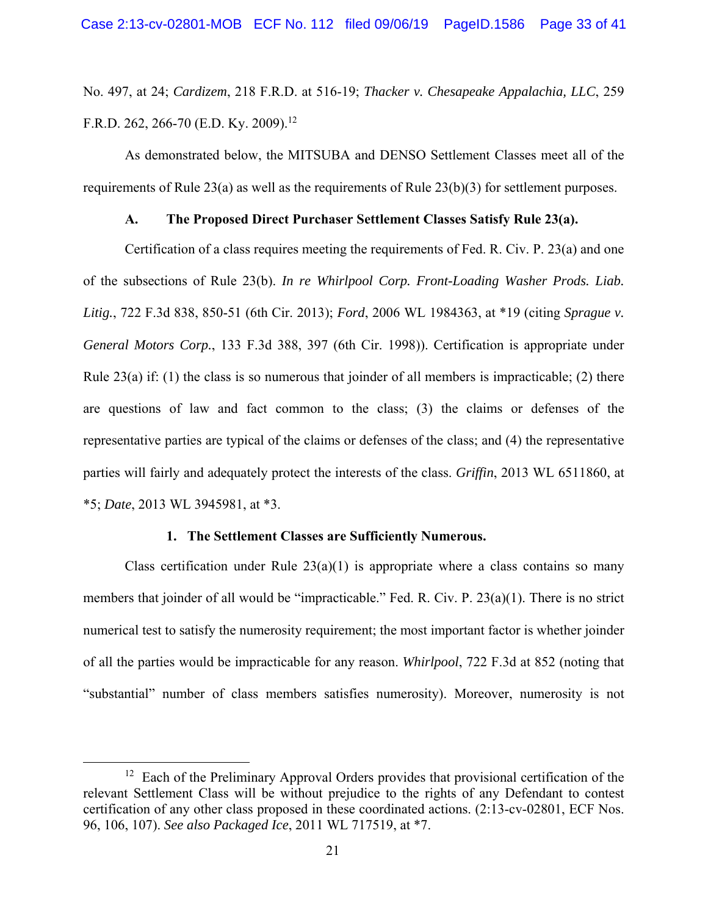No. 497, at 24; *Cardizem*, 218 F.R.D. at 516-19; *Thacker v. Chesapeake Appalachia, LLC*, 259 F.R.D. 262, 266-70 (E.D. Ky. 2009).[12]

As demonstrated below, the MITSUBA and DENSO Settlement Classes meet all of the requirements of Rule 23(a) as well as the requirements of Rule 23(b)(3) for settlement purposes.

### A. The Proposed Direct Purchaser Settlement Classes Satisfy Rule 23(a).

Certification of a class requires meeting the requirements of Fed. R. Civ. P. 23(a) and one of the subsections of Rule 23(b). *In re Whirlpool Corp. Front-Loading Washer Prods. Liab. Litig.*, 722 F.3d 838, 850-51 (6th Cir. 2013); *Ford*, 2006 WL 1984363, at *19 (citing *Sprague v. General Motors Corp.*, 133 F.3d 388, 397 (6th Cir. 1998)). Certification is appropriate under Rule 23(a) if: (1) the class is so numerous that joinder of all members is impracticable; (2) there are questions of law and fact common to the class; (3) the claims or defenses of the representative parties are typical of the claims or defenses of the class; and (4) the representative parties will fairly and adequately protect the interests of the class. *Griffin*, 2013 WL 6511860, at *5; *Date*, 2013 WL 3945981, at *3.

#### 1. The Settlement Classes are Sufficiently Numerous.

Class certification under Rule 23(a)(1) is appropriate where a class contains so many members that joinder of all would be "impracticable." Fed. R. Civ. P. 23(a)(1). There is no strict numerical test to satisfy the numerosity requirement; the most important factor is whether joinder of all the parties would be impracticable for any reason. *Whirlpool*, 722 F.3d at 852 (noting that "substantial" number of class members satisfies numerosity). Moreover, numerosity is not

---

[12] Each of the Preliminary Approval Orders provides that provisional certification of the relevant Settlement Class will be without prejudice to the rights of any Defendant to contest certification of any other class proposed in these coordinated actions. (2:13-cv-02801, ECF Nos. 96, 106, 107). *See also Packaged Ice*, 2011 WL 717519, at *7.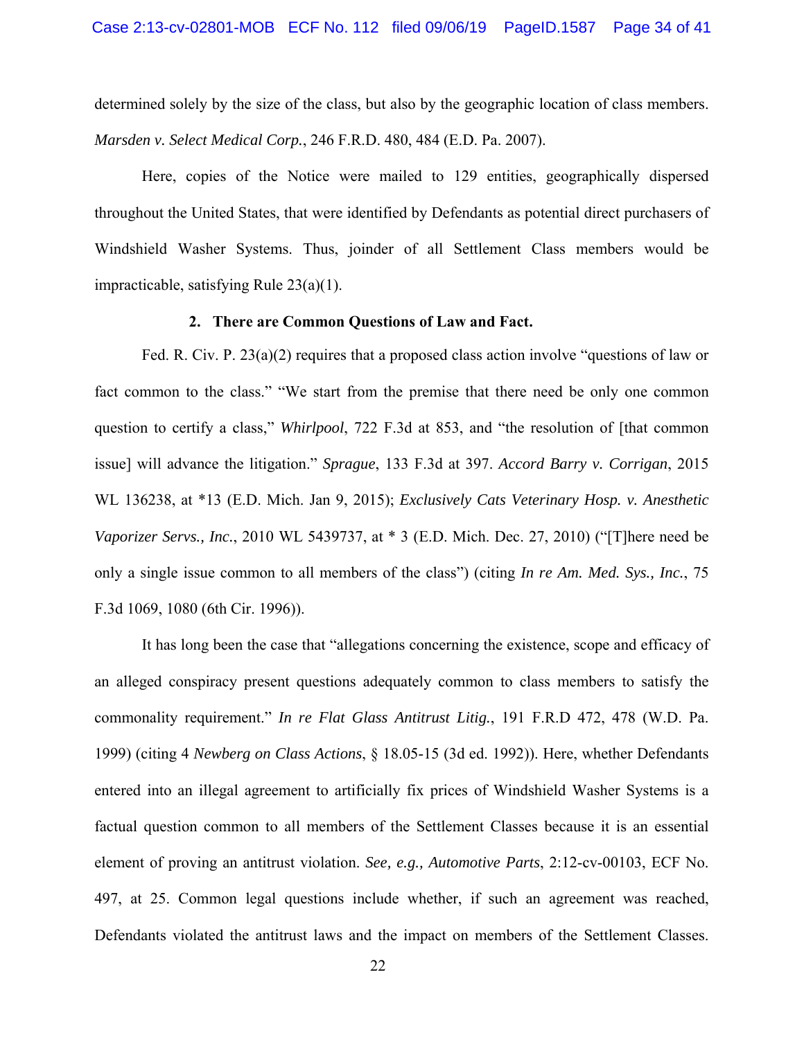determined solely by the size of the class, but also by the geographic location of class members. *Marsden v. Select Medical Corp.*, 246 F.R.D. 480, 484 (E.D. Pa. 2007).

Here, copies of the Notice were mailed to 129 entities, geographically dispersed throughout the United States, that were identified by Defendants as potential direct purchasers of Windshield Washer Systems. Thus, joinder of all Settlement Class members would be impracticable, satisfying Rule 23(a)(1).

### 2. There are Common Questions of Law and Fact.

Fed. R. Civ. P. 23(a)(2) requires that a proposed class action involve "questions of law or fact common to the class." "We start from the premise that there need be only one common question to certify a class," *Whirlpool*, 722 F.3d at 853, and "the resolution of [that common issue] will advance the litigation." *Sprague*, 133 F.3d at 397. *Accord Barry v. Corrigan*, 2015 WL 136238, at *13 (E.D. Mich. Jan 9, 2015); *Exclusively Cats Veterinary Hosp. v. Anesthetic Vaporizer Servs., Inc.*, 2010 WL 5439737, at * 3 (E.D. Mich. Dec. 27, 2010) ("[T]here need be only a single issue common to all members of the class") (citing *In re Am. Med. Sys., Inc.*, 75 F.3d 1069, 1080 (6th Cir. 1996)).

It has long been the case that "allegations concerning the existence, scope and efficacy of an alleged conspiracy present questions adequately common to class members to satisfy the commonality requirement." *In re Flat Glass Antitrust Litig.*, 191 F.R.D 472, 478 (W.D. Pa. 1999) (citing 4 *Newberg on Class Actions*, § 18.05-15 (3d ed. 1992)). Here, whether Defendants entered into an illegal agreement to artificially fix prices of Windshield Washer Systems is a factual question common to all members of the Settlement Classes because it is an essential element of proving an antitrust violation. *See, e.g., Automotive Parts*, 2:12-cv-00103, ECF No. 497, at 25. Common legal questions include whether, if such an agreement was reached, Defendants violated the antitrust laws and the impact on members of the Settlement Classes.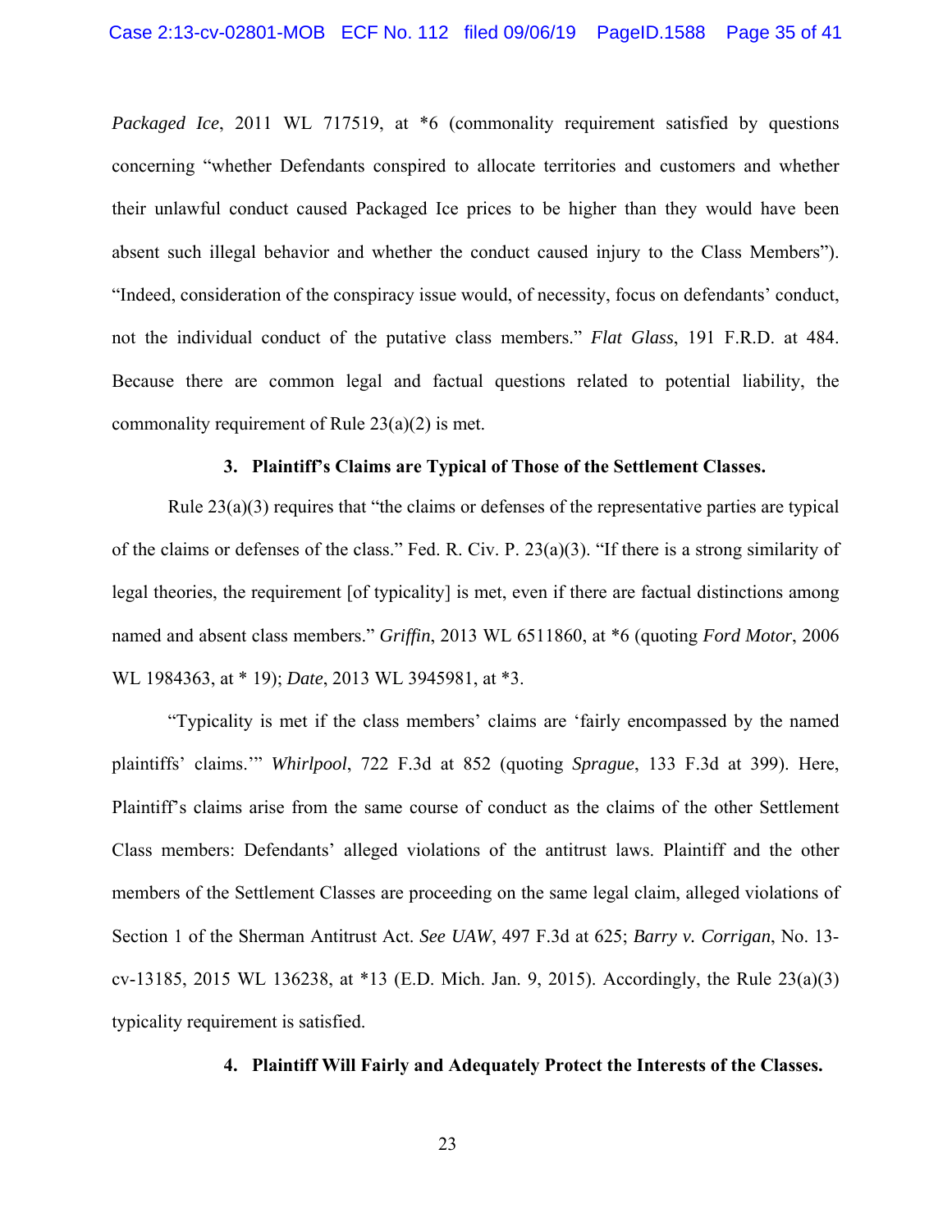*Packaged Ice*, 2011 WL 717519, at *6 (commonality requirement satisfied by questions concerning "whether Defendants conspired to allocate territories and customers and whether their unlawful conduct caused Packaged Ice prices to be higher than they would have been absent such illegal behavior and whether the conduct caused injury to the Class Members"). "Indeed, consideration of the conspiracy issue would, of necessity, focus on defendants' conduct, not the individual conduct of the putative class members." *Flat Glass*, 191 F.R.D. at 484. Because there are common legal and factual questions related to potential liability, the commonality requirement of Rule 23(a)(2) is met.

**3. Plaintiff's Claims are Typical of Those of the Settlement Classes.**

Rule 23(a)(3) requires that "the claims or defenses of the representative parties are typical of the claims or defenses of the class." Fed. R. Civ. P. 23(a)(3). "If there is a strong similarity of legal theories, the requirement [of typicality] is met, even if there are factual distinctions among named and absent class members." *Griffin*, 2013 WL 6511860, at *6 (quoting *Ford Motor*, 2006 WL 1984363, at * 19); *Date*, 2013 WL 3945981, at *3.

"Typicality is met if the class members' claims are 'fairly encompassed by the named plaintiffs' claims.'" *Whirlpool*, 722 F.3d at 852 (quoting *Sprague*, 133 F.3d at 399). Here, Plaintiff's claims arise from the same course of conduct as the claims of the other Settlement Class members: Defendants' alleged violations of the antitrust laws. Plaintiff and the other members of the Settlement Classes are proceeding on the same legal claim, alleged violations of Section 1 of the Sherman Antitrust Act. *See UAW*, 497 F.3d at 625; *Barry v. Corrigan*, No. 13-cv-13185, 2015 WL 136238, at *13 (E.D. Mich. Jan. 9, 2015). Accordingly, the Rule 23(a)(3) typicality requirement is satisfied.

**4. Plaintiff Will Fairly and Adequately Protect the Interests of the Classes.**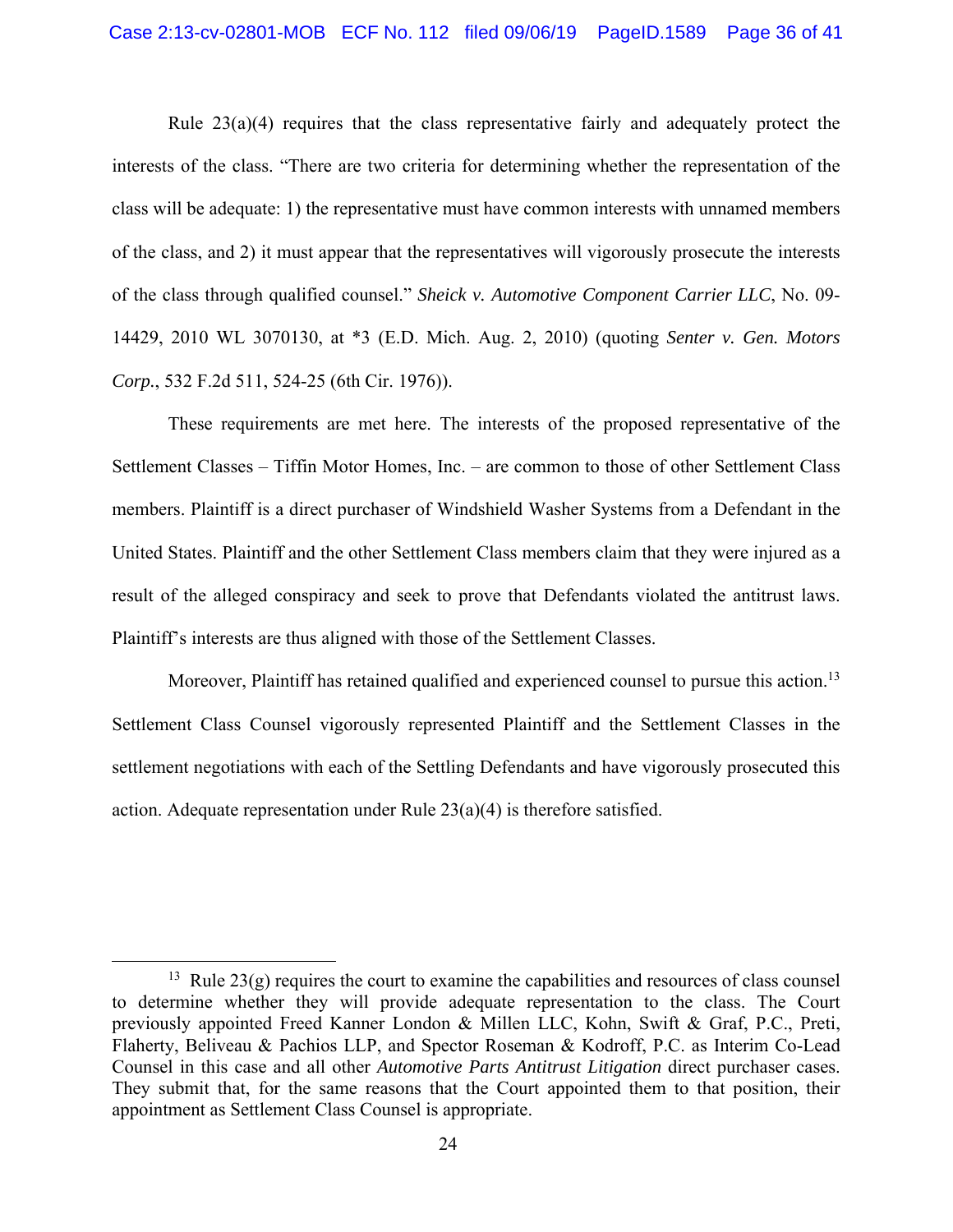Rule 23(a)(4) requires that the class representative fairly and adequately protect the interests of the class. "There are two criteria for determining whether the representation of the class will be adequate: 1) the representative must have common interests with unnamed members of the class, and 2) it must appear that the representatives will vigorously prosecute the interests of the class through qualified counsel." *Sheick v. Automotive Component Carrier LLC*, No. 09-14429, 2010 WL 3070130, at *3 (E.D. Mich. Aug. 2, 2010) (quoting *Senter v. Gen. Motors Corp.*, 532 F.2d 511, 524-25 (6th Cir. 1976)).

These requirements are met here. The interests of the proposed representative of the Settlement Classes – Tiffin Motor Homes, Inc. – are common to those of other Settlement Class members. Plaintiff is a direct purchaser of Windshield Washer Systems from a Defendant in the United States. Plaintiff and the other Settlement Class members claim that they were injured as a result of the alleged conspiracy and seek to prove that Defendants violated the antitrust laws. Plaintiff's interests are thus aligned with those of the Settlement Classes.

Moreover, Plaintiff has retained qualified and experienced counsel to pursue this action.[13] Settlement Class Counsel vigorously represented Plaintiff and the Settlement Classes in the settlement negotiations with each of the Settling Defendants and have vigorously prosecuted this action. Adequate representation under Rule 23(a)(4) is therefore satisfied.

---

[13] Rule 23(g) requires the court to examine the capabilities and resources of class counsel to determine whether they will provide adequate representation to the class. The Court previously appointed Freed Kanner London & Millen LLC, Kohn, Swift & Graf, P.C., Preti, Flaherty, Beliveau & Pachios LLP, and Spector Roseman & Kodroff, P.C. as Interim Co-Lead Counsel in this case and all other *Automotive Parts Antitrust Litigation* direct purchaser cases. They submit that, for the same reasons that the Court appointed them to that position, their appointment as Settlement Class Counsel is appropriate.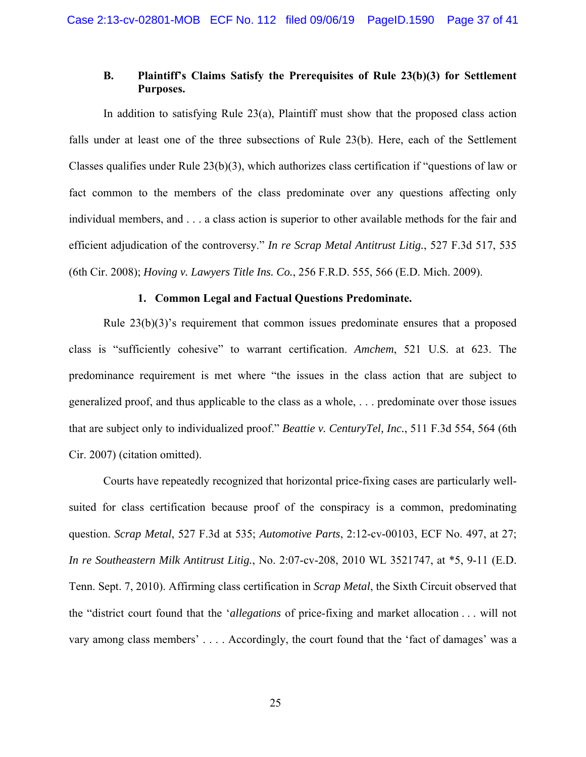### B. Plaintiff's Claims Satisfy the Prerequisites of Rule 23(b)(3) for Settlement Purposes.

In addition to satisfying Rule 23(a), Plaintiff must show that the proposed class action falls under at least one of the three subsections of Rule 23(b). Here, each of the Settlement Classes qualifies under Rule 23(b)(3), which authorizes class certification if "questions of law or fact common to the members of the class predominate over any questions affecting only individual members, and . . . a class action is superior to other available methods for the fair and efficient adjudication of the controversy." *In re Scrap Metal Antitrust Litig.*, 527 F.3d 517, 535 (6th Cir. 2008); *Hoving v. Lawyers Title Ins. Co.*, 256 F.R.D. 555, 566 (E.D. Mich. 2009).

#### 1. Common Legal and Factual Questions Predominate.

Rule 23(b)(3)'s requirement that common issues predominate ensures that a proposed class is "sufficiently cohesive" to warrant certification. *Amchem*, 521 U.S. at 623. The predominance requirement is met where "the issues in the class action that are subject to generalized proof, and thus applicable to the class as a whole, . . . predominate over those issues that are subject only to individualized proof." *Beattie v. CenturyTel, Inc.*, 511 F.3d 554, 564 (6th Cir. 2007) (citation omitted).

Courts have repeatedly recognized that horizontal price-fixing cases are particularly well-suited for class certification because proof of the conspiracy is a common, predominating question. *Scrap Metal*, 527 F.3d at 535; *Automotive Parts*, 2:12-cv-00103, ECF No. 497, at 27; *In re Southeastern Milk Antitrust Litig.*, No. 2:07-cv-208, 2010 WL 3521747, at *5, 9-11 (E.D. Tenn. Sept. 7, 2010). Affirming class certification in *Scrap Metal*, the Sixth Circuit observed that the "district court found that the '*allegations* of price-fixing and market allocation . . . will not vary among class members' . . . . Accordingly, the court found that the 'fact of damages' was a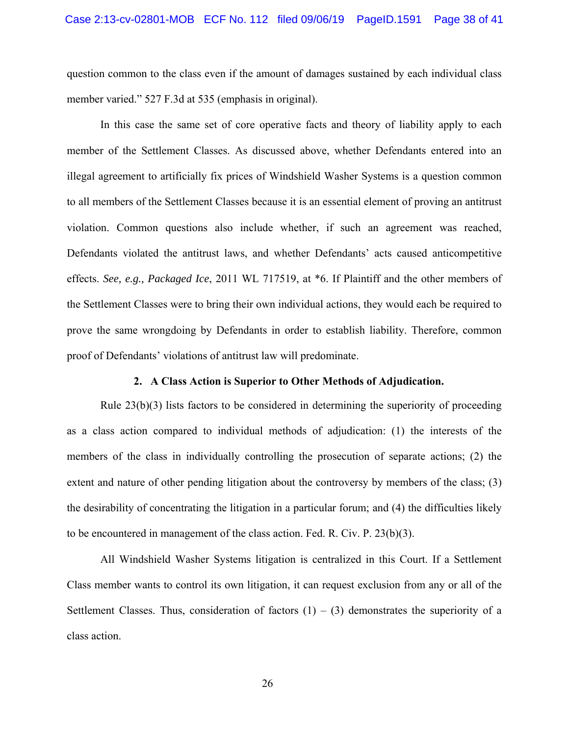question common to the class even if the amount of damages sustained by each individual class member varied." 527 F.3d at 535 (emphasis in original).

In this case the same set of core operative facts and theory of liability apply to each member of the Settlement Classes. As discussed above, whether Defendants entered into an illegal agreement to artificially fix prices of Windshield Washer Systems is a question common to all members of the Settlement Classes because it is an essential element of proving an antitrust violation. Common questions also include whether, if such an agreement was reached, Defendants violated the antitrust laws, and whether Defendants' acts caused anticompetitive effects. *See, e.g.*, *Packaged Ice*, 2011 WL 717519, at *6. If Plaintiff and the other members of the Settlement Classes were to bring their own individual actions, they would each be required to prove the same wrongdoing by Defendants in order to establish liability. Therefore, common proof of Defendants' violations of antitrust law will predominate.

### 2. A Class Action is Superior to Other Methods of Adjudication.

Rule 23(b)(3) lists factors to be considered in determining the superiority of proceeding as a class action compared to individual methods of adjudication: (1) the interests of the members of the class in individually controlling the prosecution of separate actions; (2) the extent and nature of other pending litigation about the controversy by members of the class; (3) the desirability of concentrating the litigation in a particular forum; and (4) the difficulties likely to be encountered in management of the class action. Fed. R. Civ. P. 23(b)(3).

All Windshield Washer Systems litigation is centralized in this Court. If a Settlement Class member wants to control its own litigation, it can request exclusion from any or all of the Settlement Classes. Thus, consideration of factors (1) – (3) demonstrates the superiority of a class action.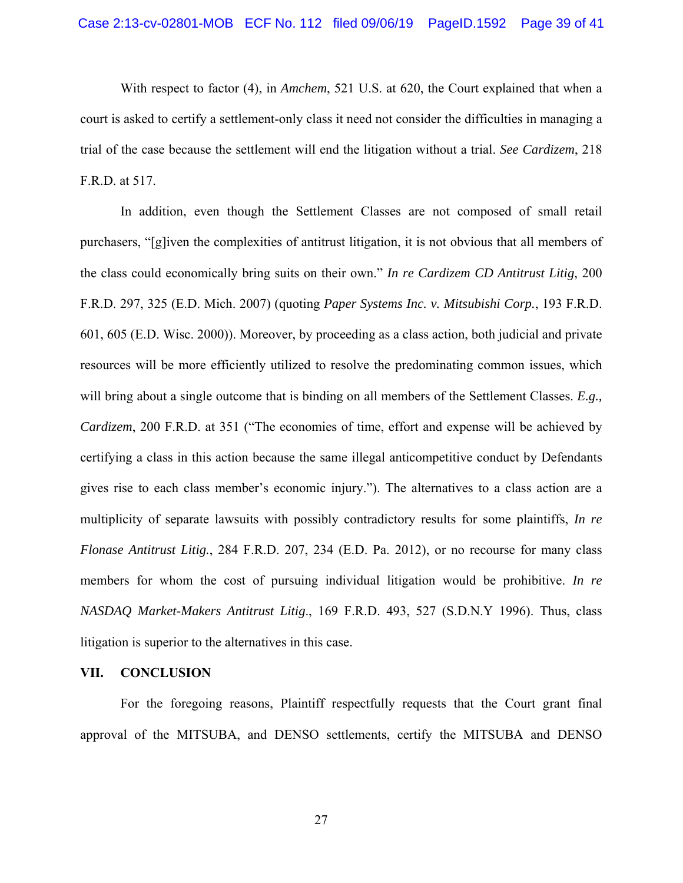With respect to factor (4), in *Amchem*, 521 U.S. at 620, the Court explained that when a court is asked to certify a settlement-only class it need not consider the difficulties in managing a trial of the case because the settlement will end the litigation without a trial. *See Cardizem*, 218 F.R.D. at 517.

In addition, even though the Settlement Classes are not composed of small retail purchasers, "[g]iven the complexities of antitrust litigation, it is not obvious that all members of the class could economically bring suits on their own." *In re Cardizem CD Antitrust Litig*, 200 F.R.D. 297, 325 (E.D. Mich. 2007) (quoting *Paper Systems Inc. v. Mitsubishi Corp.*, 193 F.R.D. 601, 605 (E.D. Wisc. 2000)). Moreover, by proceeding as a class action, both judicial and private resources will be more efficiently utilized to resolve the predominating common issues, which will bring about a single outcome that is binding on all members of the Settlement Classes. *E.g., Cardizem*, 200 F.R.D. at 351 ("The economies of time, effort and expense will be achieved by certifying a class in this action because the same illegal anticompetitive conduct by Defendants gives rise to each class member's economic injury."). The alternatives to a class action are a multiplicity of separate lawsuits with possibly contradictory results for some plaintiffs, *In re Flonase Antitrust Litig.*, 284 F.R.D. 207, 234 (E.D. Pa. 2012), or no recourse for many class members for whom the cost of pursuing individual litigation would be prohibitive. *In re NASDAQ Market-Makers Antitrust Litig.*, 169 F.R.D. 493, 527 (S.D.N.Y 1996). Thus, class litigation is superior to the alternatives in this case.

## VII. CONCLUSION

For the foregoing reasons, Plaintiff respectfully requests that the Court grant final approval of the MITSUBA, and DENSO settlements, certify the MITSUBA and DENSO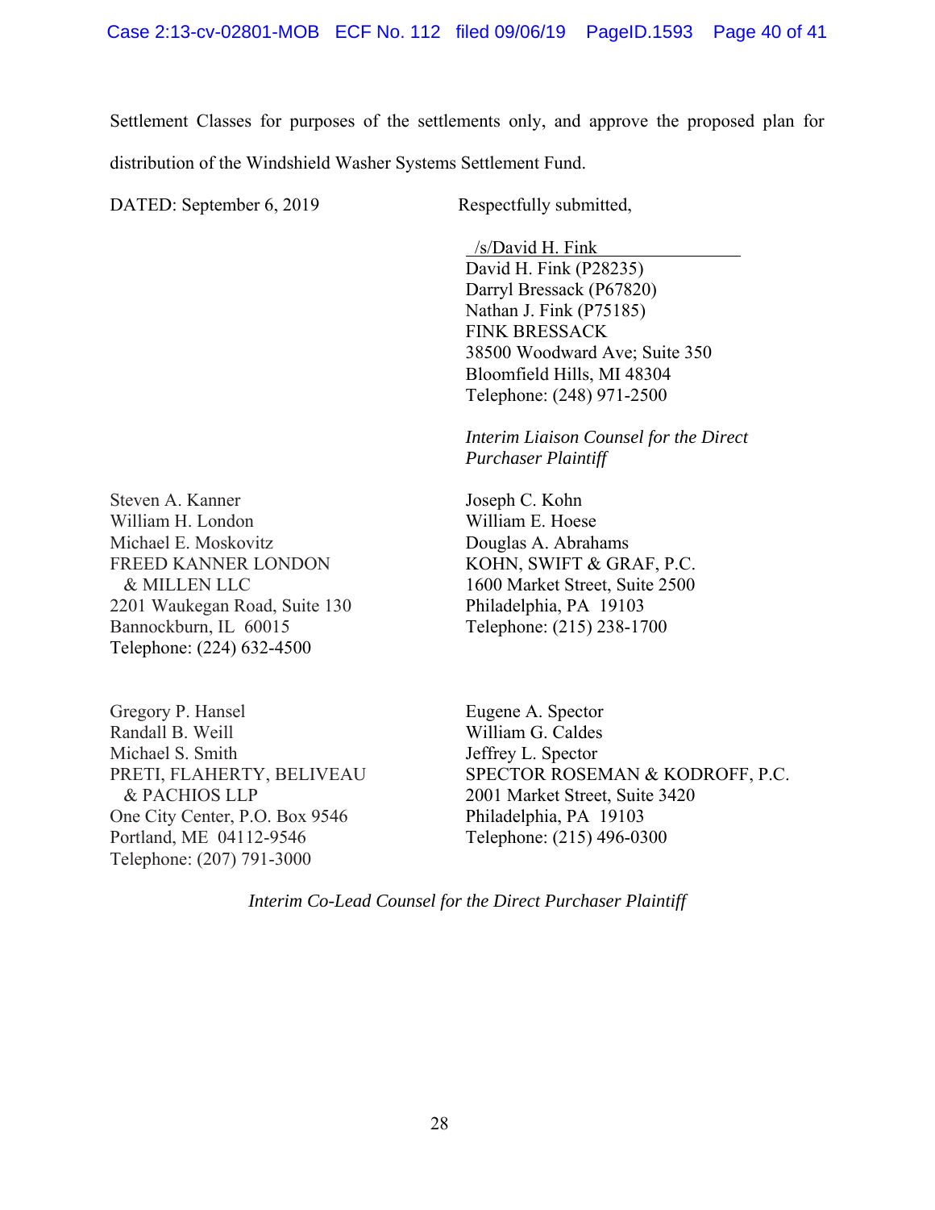Settlement Classes for purposes of the settlements only, and approve the proposed plan for distribution of the Windshield Washer Systems Settlement Fund.

DATED: September 6, 2019

Respectfully submitted,

/s/David H. Fink
David H. Fink (P28235)
Darryl Bressack (P67820)
Nathan J. Fink (P75185)
FINK BRESSACK
38500 Woodward Ave; Suite 350
Bloomfield Hills, MI 48304
Telephone: (248) 971-2500

*Interim Liaison Counsel for the Direct Purchaser Plaintiff*

Steven A. Kanner
William H. London
Michael E. Moskovitz
FREED KANNER LONDON & MILLEN LLC
2201 Waukegan Road, Suite 130
Bannockburn, IL 60015
Telephone: (224) 632-4500

Joseph C. Kohn
William E. Hoese
Douglas A. Abrahams
KOHN, SWIFT & GRAF, P.C.
1600 Market Street, Suite 2500
Philadelphia, PA 19103
Telephone: (215) 238-1700

Gregory P. Hansel
Randall B. Weill
Michael S. Smith
PRETI, FLAHERTY, BELIVEAU & PACHIOS LLP
One City Center, P.O. Box 9546
Portland, ME 04112-9546
Telephone: (207) 791-3000

Eugene A. Spector
William G. Caldes
Jeffrey L. Spector
SPECTOR ROSEMAN & KODROFF, P.C.
2001 Market Street, Suite 3420
Philadelphia, PA 19103
Telephone: (215) 496-0300

*Interim Co-Lead Counsel for the Direct Purchaser Plaintiff*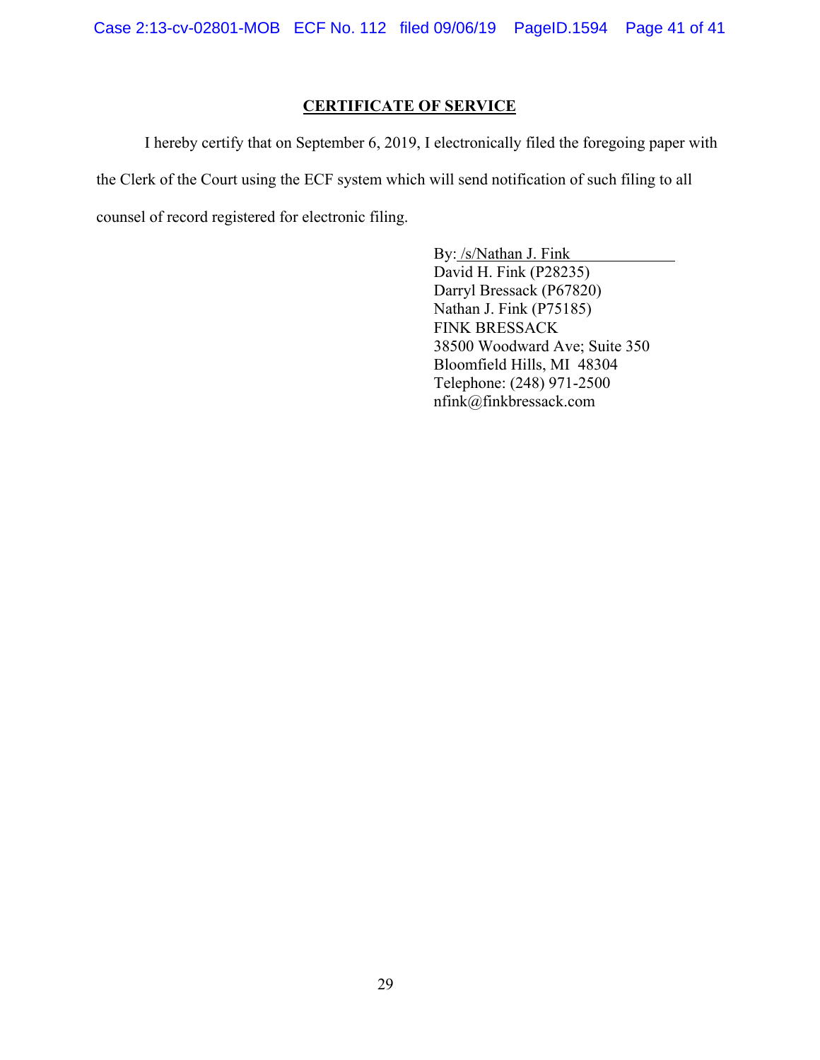## CERTIFICATE OF SERVICE

I hereby certify that on September 6, 2019, I electronically filed the foregoing paper with the Clerk of the Court using the ECF system which will send notification of such filing to all counsel of record registered for electronic filing.

By: /s/Nathan J. Fink
David H. Fink (P28235)
Darryl Bressack (P67820)
Nathan J. Fink (P75185)
FINK BRESSACK
38500 Woodward Ave; Suite 350
Bloomfield Hills, MI 48304
Telephone: (248) 971-2500
nfink@finkbressack.com